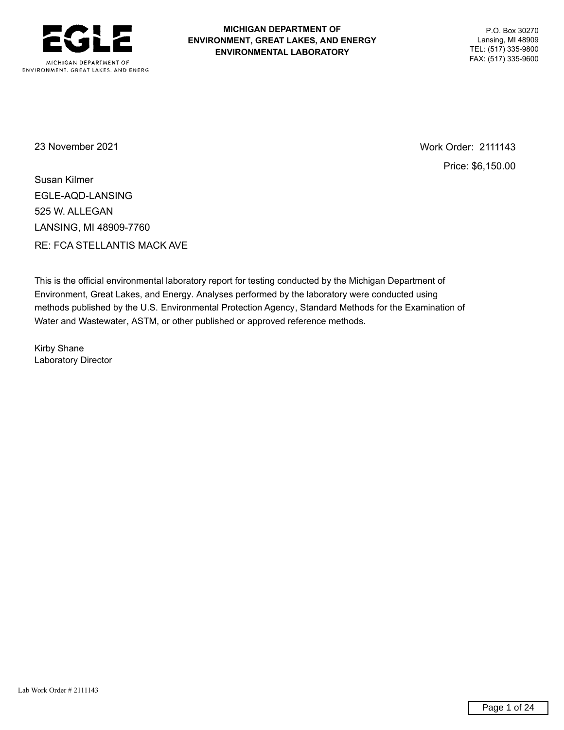EGLE

MICHIGAN DEPARTMENT OF ENVIRONMENT, GREAT LAKES, AND ENERG

**MICHIGAN DEPARTMENT OF ENVIRONMENT, GREAT LAKES, AND ENERGY ENVIRONMENTAL LABORATORY**

P.O. Box 30270
Lansing, MI 48909
TEL: (517) 335-9800
FAX: (517) 335-9600

23 November 2021

Work Order: 2111143

Price: $6,150.00

Susan Kilmer
EGLE-AQD-LANSING
525 W. ALLEGAN
LANSING, MI 48909-7760

RE: FCA STELLANTIS MACK AVE

This is the official environmental laboratory report for testing conducted by the Michigan Department of Environment, Great Lakes, and Energy. Analyses performed by the laboratory were conducted using methods published by the U.S. Environmental Protection Agency, Standard Methods for the Examination of Water and Wastewater, ASTM, or other published or approved reference methods.

Kirby Shane
Laboratory Director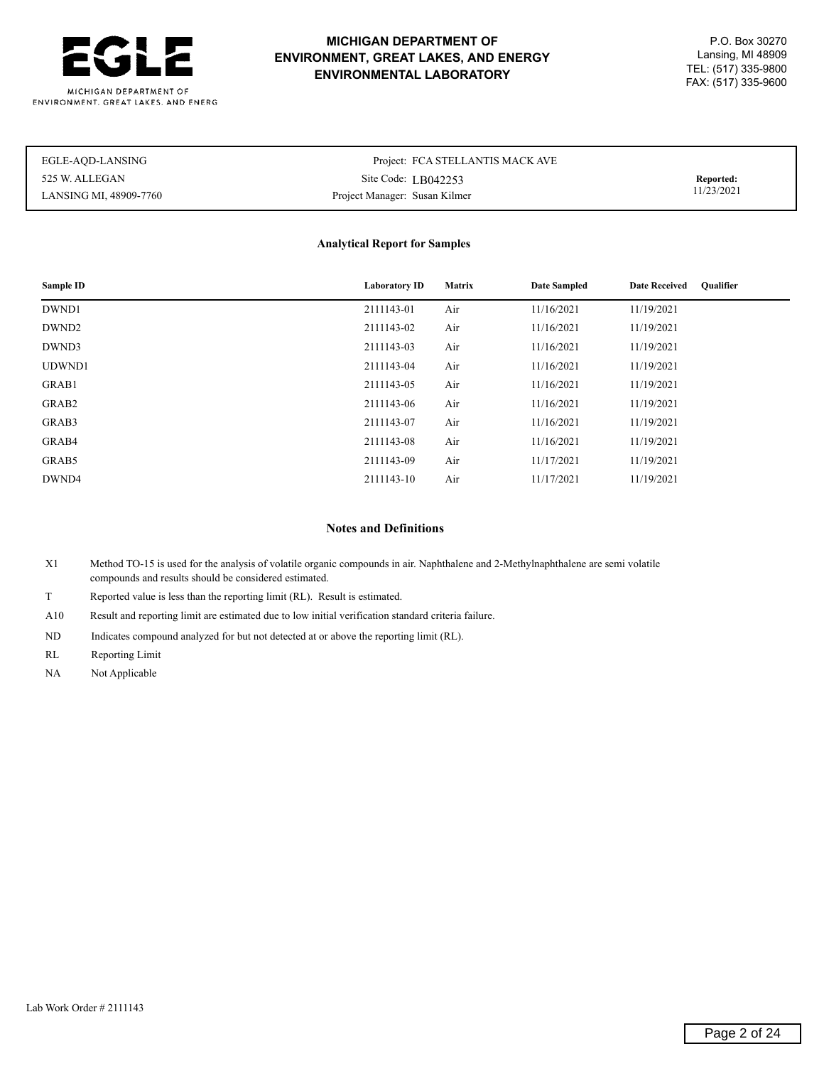EGLE

MICHIGAN DEPARTMENT OF ENVIRONMENT, GREAT LAKES, AND ENERG

**MICHIGAN DEPARTMENT OF ENVIRONMENT, GREAT LAKES, AND ENERGY ENVIRONMENTAL LABORATORY**

P.O. Box 30270
Lansing, MI 48909
TEL: (517) 335-9800
FAX: (517) 335-9600

| | | |
|---|---|---|
| EGLE-AQD-LANSING<br>525 W. ALLEGAN<br>LANSING MI, 48909-7760 | Project: FCA STELLANTIS MACK AVE<br>Site Code: LB042253<br>Project Manager: Susan Kilmer | **Reported:**<br>11/23/2021 |

## Analytical Report for Samples

| Sample ID | Laboratory ID | Matrix | Date Sampled | Date Received | Qualifier |
|---|---|---|---|---|---|
| DWND1 | 2111143-01 | Air | 11/16/2021 | 11/19/2021 | |
| DWND2 | 2111143-02 | Air | 11/16/2021 | 11/19/2021 | |
| DWND3 | 2111143-03 | Air | 11/16/2021 | 11/19/2021 | |
| UDWND1 | 2111143-04 | Air | 11/16/2021 | 11/19/2021 | |
| GRAB1 | 2111143-05 | Air | 11/16/2021 | 11/19/2021 | |
| GRAB2 | 2111143-06 | Air | 11/16/2021 | 11/19/2021 | |
| GRAB3 | 2111143-07 | Air | 11/16/2021 | 11/19/2021 | |
| GRAB4 | 2111143-08 | Air | 11/16/2021 | 11/19/2021 | |
| GRAB5 | 2111143-09 | Air | 11/17/2021 | 11/19/2021 | |
| DWND4 | 2111143-10 | Air | 11/17/2021 | 11/19/2021 | |

## Notes and Definitions

| | |
|---|---|
| X1 | Method TO-15 is used for the analysis of volatile organic compounds in air. Naphthalene and 2-Methylnaphthalene are semi volatile compounds and results should be considered estimated. |
| T | Reported value is less than the reporting limit (RL). Result is estimated. |
| A10 | Result and reporting limit are estimated due to low initial verification standard criteria failure. |
| ND | Indicates compound analyzed for but not detected at or above the reporting limit (RL). |
| RL | Reporting Limit |
| NA | Not Applicable |

Lab Work Order # 2111143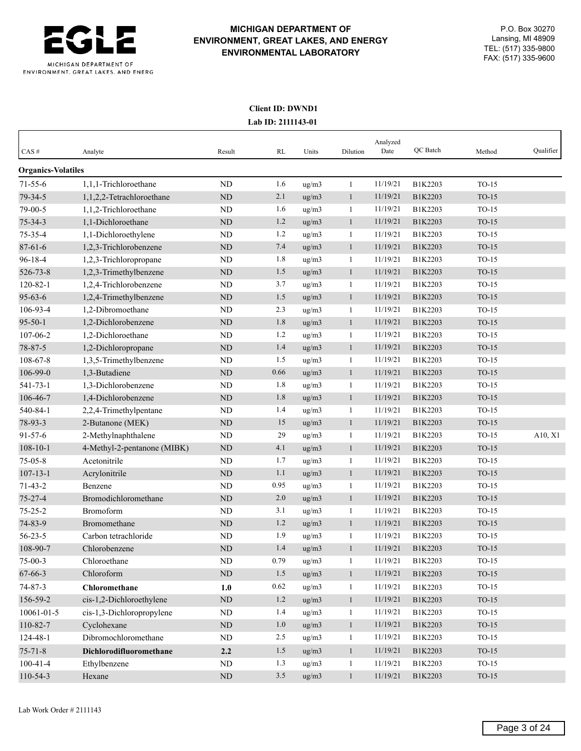# MICHIGAN DEPARTMENT OF ENVIRONMENT, GREAT LAKES, AND ENERGY ENVIRONMENTAL LABORATORY

P.O. Box 30270
Lansing, MI 48909
TEL: (517) 335-9800
FAX: (517) 335-9600

**Client ID: DWND1**
**Lab ID: 2111143-01**

| CAS # | Analyte | Result | RL | Units | Dilution | Analyzed Date | QC Batch | Method | Qualifier |
|---|---|---|---|---|---|---|---|---|---|
| **Organics-Volatiles** | | | | | | | | | |
| 71-55-6 | 1,1,1-Trichloroethane | ND | 1.6 | ug/m3 | 1 | 11/19/21 | B1K2203 | TO-15 | |
| 79-34-5 | 1,1,2,2-Tetrachloroethane | ND | 2.1 | ug/m3 | 1 | 11/19/21 | B1K2203 | TO-15 | |
| 79-00-5 | 1,1,2-Trichloroethane | ND | 1.6 | ug/m3 | 1 | 11/19/21 | B1K2203 | TO-15 | |
| 75-34-3 | 1,1-Dichloroethane | ND | 1.2 | ug/m3 | 1 | 11/19/21 | B1K2203 | TO-15 | |
| 75-35-4 | 1,1-Dichloroethylene | ND | 1.2 | ug/m3 | 1 | 11/19/21 | B1K2203 | TO-15 | |
| 87-61-6 | 1,2,3-Trichlorobenzene | ND | 7.4 | ug/m3 | 1 | 11/19/21 | B1K2203 | TO-15 | |
| 96-18-4 | 1,2,3-Trichloropropane | ND | 1.8 | ug/m3 | 1 | 11/19/21 | B1K2203 | TO-15 | |
| 526-73-8 | 1,2,3-Trimethylbenzene | ND | 1.5 | ug/m3 | 1 | 11/19/21 | B1K2203 | TO-15 | |
| 120-82-1 | 1,2,4-Trichlorobenzene | ND | 3.7 | ug/m3 | 1 | 11/19/21 | B1K2203 | TO-15 | |
| 95-63-6 | 1,2,4-Trimethylbenzene | ND | 1.5 | ug/m3 | 1 | 11/19/21 | B1K2203 | TO-15 | |
| 106-93-4 | 1,2-Dibromoethane | ND | 2.3 | ug/m3 | 1 | 11/19/21 | B1K2203 | TO-15 | |
| 95-50-1 | 1,2-Dichlorobenzene | ND | 1.8 | ug/m3 | 1 | 11/19/21 | B1K2203 | TO-15 | |
| 107-06-2 | 1,2-Dichloroethane | ND | 1.2 | ug/m3 | 1 | 11/19/21 | B1K2203 | TO-15 | |
| 78-87-5 | 1,2-Dichloropropane | ND | 1.4 | ug/m3 | 1 | 11/19/21 | B1K2203 | TO-15 | |
| 108-67-8 | 1,3,5-Trimethylbenzene | ND | 1.5 | ug/m3 | 1 | 11/19/21 | B1K2203 | TO-15 | |
| 106-99-0 | 1,3-Butadiene | ND | 0.66 | ug/m3 | 1 | 11/19/21 | B1K2203 | TO-15 | |
| 541-73-1 | 1,3-Dichlorobenzene | ND | 1.8 | ug/m3 | 1 | 11/19/21 | B1K2203 | TO-15 | |
| 106-46-7 | 1,4-Dichlorobenzene | ND | 1.8 | ug/m3 | 1 | 11/19/21 | B1K2203 | TO-15 | |
| 540-84-1 | 2,2,4-Trimethylpentane | ND | 1.4 | ug/m3 | 1 | 11/19/21 | B1K2203 | TO-15 | |
| 78-93-3 | 2-Butanone (MEK) | ND | 15 | ug/m3 | 1 | 11/19/21 | B1K2203 | TO-15 | |
| 91-57-6 | 2-Methylnaphthalene | ND | 29 | ug/m3 | 1 | 11/19/21 | B1K2203 | TO-15 | A10, X1 |
| 108-10-1 | 4-Methyl-2-pentanone (MIBK) | ND | 4.1 | ug/m3 | 1 | 11/19/21 | B1K2203 | TO-15 | |
| 75-05-8 | Acetonitrile | ND | 1.7 | ug/m3 | 1 | 11/19/21 | B1K2203 | TO-15 | |
| 107-13-1 | Acrylonitrile | ND | 1.1 | ug/m3 | 1 | 11/19/21 | B1K2203 | TO-15 | |
| 71-43-2 | Benzene | ND | 0.95 | ug/m3 | 1 | 11/19/21 | B1K2203 | TO-15 | |
| 75-27-4 | Bromodichloromethane | ND | 2.0 | ug/m3 | 1 | 11/19/21 | B1K2203 | TO-15 | |
| 75-25-2 | Bromoform | ND | 3.1 | ug/m3 | 1 | 11/19/21 | B1K2203 | TO-15 | |
| 74-83-9 | Bromomethane | ND | 1.2 | ug/m3 | 1 | 11/19/21 | B1K2203 | TO-15 | |
| 56-23-5 | Carbon tetrachloride | ND | 1.9 | ug/m3 | 1 | 11/19/21 | B1K2203 | TO-15 | |
| 108-90-7 | Chlorobenzene | ND | 1.4 | ug/m3 | 1 | 11/19/21 | B1K2203 | TO-15 | |
| 75-00-3 | Chloroethane | ND | 0.79 | ug/m3 | 1 | 11/19/21 | B1K2203 | TO-15 | |
| 67-66-3 | Chloroform | ND | 1.5 | ug/m3 | 1 | 11/19/21 | B1K2203 | TO-15 | |
| 74-87-3 | **Chloromethane** | **1.0** | 0.62 | ug/m3 | 1 | 11/19/21 | B1K2203 | TO-15 | |
| 156-59-2 | cis-1,2-Dichloroethylene | ND | 1.2 | ug/m3 | 1 | 11/19/21 | B1K2203 | TO-15 | |
| 10061-01-5 | cis-1,3-Dichloropropylene | ND | 1.4 | ug/m3 | 1 | 11/19/21 | B1K2203 | TO-15 | |
| 110-82-7 | Cyclohexane | ND | 1.0 | ug/m3 | 1 | 11/19/21 | B1K2203 | TO-15 | |
| 124-48-1 | Dibromochloromethane | ND | 2.5 | ug/m3 | 1 | 11/19/21 | B1K2203 | TO-15 | |
| 75-71-8 | **Dichlorodifluoromethane** | **2.2** | 1.5 | ug/m3 | 1 | 11/19/21 | B1K2203 | TO-15 | |
| 100-41-4 | Ethylbenzene | ND | 1.3 | ug/m3 | 1 | 11/19/21 | B1K2203 | TO-15 | |
| 110-54-3 | Hexane | ND | 3.5 | ug/m3 | 1 | 11/19/21 | B1K2203 | TO-15 | |

Lab Work Order # 2111143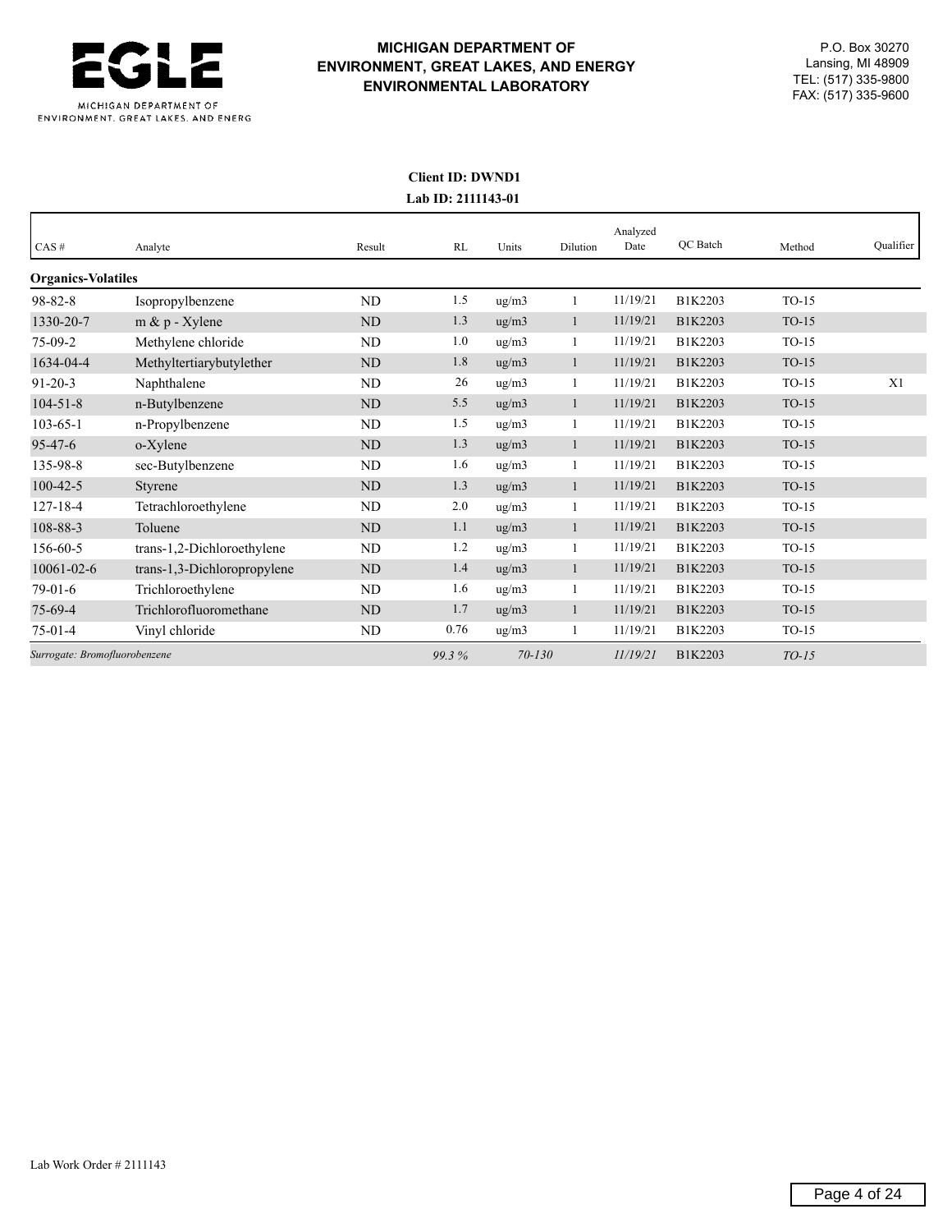**MICHIGAN DEPARTMENT OF ENVIRONMENT, GREAT LAKES, AND ENERGY ENVIRONMENTAL LABORATORY**

P.O. Box 30270
Lansing, MI 48909
TEL: (517) 335-9800
FAX: (517) 335-9600

**Client ID: DWND1**
**Lab ID: 2111143-01**

| CAS # | Analyte | Result | RL | Units | Dilution | Analyzed Date | QC Batch | Method | Qualifier |
|---|---|---|---|---|---|---|---|---|---|
| **Organics-Volatiles** | | | | | | | | | |
| 98-82-8 | Isopropylbenzene | ND | 1.5 | ug/m3 | 1 | 11/19/21 | B1K2203 | TO-15 | |
| 1330-20-7 | m & p - Xylene | ND | 1.3 | ug/m3 | 1 | 11/19/21 | B1K2203 | TO-15 | |
| 75-09-2 | Methylene chloride | ND | 1.0 | ug/m3 | 1 | 11/19/21 | B1K2203 | TO-15 | |
| 1634-04-4 | Methyltertiarybutylether | ND | 1.8 | ug/m3 | 1 | 11/19/21 | B1K2203 | TO-15 | |
| 91-20-3 | Naphthalene | ND | 26 | ug/m3 | 1 | 11/19/21 | B1K2203 | TO-15 | X1 |
| 104-51-8 | n-Butylbenzene | ND | 5.5 | ug/m3 | 1 | 11/19/21 | B1K2203 | TO-15 | |
| 103-65-1 | n-Propylbenzene | ND | 1.5 | ug/m3 | 1 | 11/19/21 | B1K2203 | TO-15 | |
| 95-47-6 | o-Xylene | ND | 1.3 | ug/m3 | 1 | 11/19/21 | B1K2203 | TO-15 | |
| 135-98-8 | sec-Butylbenzene | ND | 1.6 | ug/m3 | 1 | 11/19/21 | B1K2203 | TO-15 | |
| 100-42-5 | Styrene | ND | 1.3 | ug/m3 | 1 | 11/19/21 | B1K2203 | TO-15 | |
| 127-18-4 | Tetrachloroethylene | ND | 2.0 | ug/m3 | 1 | 11/19/21 | B1K2203 | TO-15 | |
| 108-88-3 | Toluene | ND | 1.1 | ug/m3 | 1 | 11/19/21 | B1K2203 | TO-15 | |
| 156-60-5 | trans-1,2-Dichloroethylene | ND | 1.2 | ug/m3 | 1 | 11/19/21 | B1K2203 | TO-15 | |
| 10061-02-6 | trans-1,3-Dichloropropylene | ND | 1.4 | ug/m3 | 1 | 11/19/21 | B1K2203 | TO-15 | |
| 79-01-6 | Trichloroethylene | ND | 1.6 | ug/m3 | 1 | 11/19/21 | B1K2203 | TO-15 | |
| 75-69-4 | Trichlorofluoromethane | ND | 1.7 | ug/m3 | 1 | 11/19/21 | B1K2203 | TO-15 | |
| 75-01-4 | Vinyl chloride | ND | 0.76 | ug/m3 | 1 | 11/19/21 | B1K2203 | TO-15 | |
| *Surrogate: Bromofluorobenzene* | | | *99.3 %* | *70-130* | | *11/19/21* | B1K2203 | *TO-15* | |

Lab Work Order # 2111143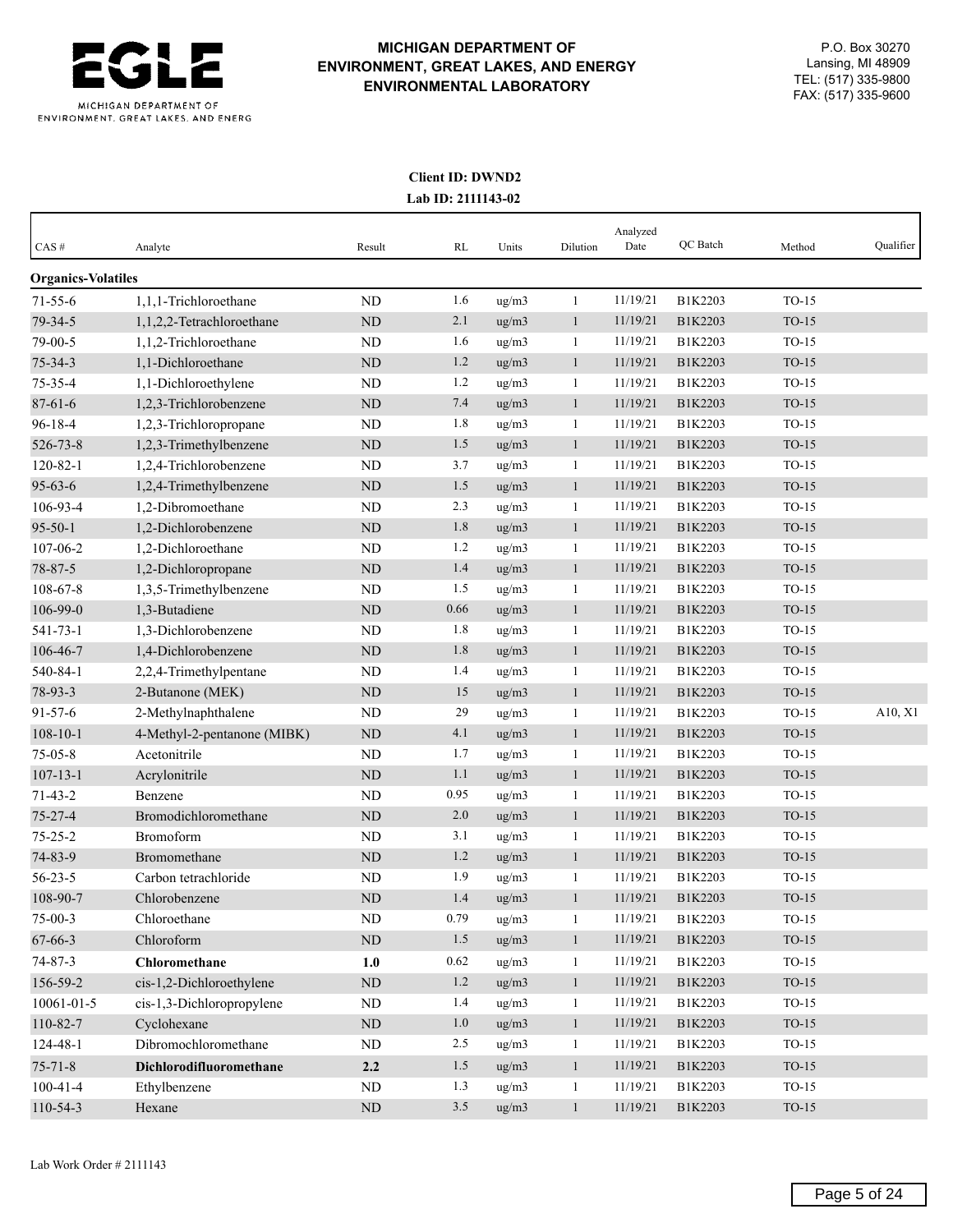**MICHIGAN DEPARTMENT OF ENVIRONMENT, GREAT LAKES, AND ENERGY ENVIRONMENTAL LABORATORY**

P.O. Box 30270
Lansing, MI 48909
TEL: (517) 335-9800
FAX: (517) 335-9600

**Client ID: DWND2**
**Lab ID: 2111143-02**

| CAS # | Analyte | Result | RL | Units | Dilution | Analyzed Date | QC Batch | Method | Qualifier |
|---|---|---|---|---|---|---|---|---|---|
| **Organics-Volatiles** | | | | | | | | | |
| 71-55-6 | 1,1,1-Trichloroethane | ND | 1.6 | ug/m3 | 1 | 11/19/21 | B1K2203 | TO-15 | |
| 79-34-5 | 1,1,2,2-Tetrachloroethane | ND | 2.1 | ug/m3 | 1 | 11/19/21 | B1K2203 | TO-15 | |
| 79-00-5 | 1,1,2-Trichloroethane | ND | 1.6 | ug/m3 | 1 | 11/19/21 | B1K2203 | TO-15 | |
| 75-34-3 | 1,1-Dichloroethane | ND | 1.2 | ug/m3 | 1 | 11/19/21 | B1K2203 | TO-15 | |
| 75-35-4 | 1,1-Dichloroethylene | ND | 1.2 | ug/m3 | 1 | 11/19/21 | B1K2203 | TO-15 | |
| 87-61-6 | 1,2,3-Trichlorobenzene | ND | 7.4 | ug/m3 | 1 | 11/19/21 | B1K2203 | TO-15 | |
| 96-18-4 | 1,2,3-Trichloropropane | ND | 1.8 | ug/m3 | 1 | 11/19/21 | B1K2203 | TO-15 | |
| 526-73-8 | 1,2,3-Trimethylbenzene | ND | 1.5 | ug/m3 | 1 | 11/19/21 | B1K2203 | TO-15 | |
| 120-82-1 | 1,2,4-Trichlorobenzene | ND | 3.7 | ug/m3 | 1 | 11/19/21 | B1K2203 | TO-15 | |
| 95-63-6 | 1,2,4-Trimethylbenzene | ND | 1.5 | ug/m3 | 1 | 11/19/21 | B1K2203 | TO-15 | |
| 106-93-4 | 1,2-Dibromoethane | ND | 2.3 | ug/m3 | 1 | 11/19/21 | B1K2203 | TO-15 | |
| 95-50-1 | 1,2-Dichlorobenzene | ND | 1.8 | ug/m3 | 1 | 11/19/21 | B1K2203 | TO-15 | |
| 107-06-2 | 1,2-Dichloroethane | ND | 1.2 | ug/m3 | 1 | 11/19/21 | B1K2203 | TO-15 | |
| 78-87-5 | 1,2-Dichloropropane | ND | 1.4 | ug/m3 | 1 | 11/19/21 | B1K2203 | TO-15 | |
| 108-67-8 | 1,3,5-Trimethylbenzene | ND | 1.5 | ug/m3 | 1 | 11/19/21 | B1K2203 | TO-15 | |
| 106-99-0 | 1,3-Butadiene | ND | 0.66 | ug/m3 | 1 | 11/19/21 | B1K2203 | TO-15 | |
| 541-73-1 | 1,3-Dichlorobenzene | ND | 1.8 | ug/m3 | 1 | 11/19/21 | B1K2203 | TO-15 | |
| 106-46-7 | 1,4-Dichlorobenzene | ND | 1.8 | ug/m3 | 1 | 11/19/21 | B1K2203 | TO-15 | |
| 540-84-1 | 2,2,4-Trimethylpentane | ND | 1.4 | ug/m3 | 1 | 11/19/21 | B1K2203 | TO-15 | |
| 78-93-3 | 2-Butanone (MEK) | ND | 15 | ug/m3 | 1 | 11/19/21 | B1K2203 | TO-15 | |
| 91-57-6 | 2-Methylnaphthalene | ND | 29 | ug/m3 | 1 | 11/19/21 | B1K2203 | TO-15 | A10, X1 |
| 108-10-1 | 4-Methyl-2-pentanone (MIBK) | ND | 4.1 | ug/m3 | 1 | 11/19/21 | B1K2203 | TO-15 | |
| 75-05-8 | Acetonitrile | ND | 1.7 | ug/m3 | 1 | 11/19/21 | B1K2203 | TO-15 | |
| 107-13-1 | Acrylonitrile | ND | 1.1 | ug/m3 | 1 | 11/19/21 | B1K2203 | TO-15 | |
| 71-43-2 | Benzene | ND | 0.95 | ug/m3 | 1 | 11/19/21 | B1K2203 | TO-15 | |
| 75-27-4 | Bromodichloromethane | ND | 2.0 | ug/m3 | 1 | 11/19/21 | B1K2203 | TO-15 | |
| 75-25-2 | Bromoform | ND | 3.1 | ug/m3 | 1 | 11/19/21 | B1K2203 | TO-15 | |
| 74-83-9 | Bromomethane | ND | 1.2 | ug/m3 | 1 | 11/19/21 | B1K2203 | TO-15 | |
| 56-23-5 | Carbon tetrachloride | ND | 1.9 | ug/m3 | 1 | 11/19/21 | B1K2203 | TO-15 | |
| 108-90-7 | Chlorobenzene | ND | 1.4 | ug/m3 | 1 | 11/19/21 | B1K2203 | TO-15 | |
| 75-00-3 | Chloroethane | ND | 0.79 | ug/m3 | 1 | 11/19/21 | B1K2203 | TO-15 | |
| 67-66-3 | Chloroform | ND | 1.5 | ug/m3 | 1 | 11/19/21 | B1K2203 | TO-15 | |
| 74-87-3 | **Chloromethane** | **1.0** | 0.62 | ug/m3 | 1 | 11/19/21 | B1K2203 | TO-15 | |
| 156-59-2 | cis-1,2-Dichloroethylene | ND | 1.2 | ug/m3 | 1 | 11/19/21 | B1K2203 | TO-15 | |
| 10061-01-5 | cis-1,3-Dichloropropylene | ND | 1.4 | ug/m3 | 1 | 11/19/21 | B1K2203 | TO-15 | |
| 110-82-7 | Cyclohexane | ND | 1.0 | ug/m3 | 1 | 11/19/21 | B1K2203 | TO-15 | |
| 124-48-1 | Dibromochloromethane | ND | 2.5 | ug/m3 | 1 | 11/19/21 | B1K2203 | TO-15 | |
| 75-71-8 | **Dichlorodifluoromethane** | **2.2** | 1.5 | ug/m3 | 1 | 11/19/21 | B1K2203 | TO-15 | |
| 100-41-4 | Ethylbenzene | ND | 1.3 | ug/m3 | 1 | 11/19/21 | B1K2203 | TO-15 | |
| 110-54-3 | Hexane | ND | 3.5 | ug/m3 | 1 | 11/19/21 | B1K2203 | TO-15 | |

Lab Work Order # 2111143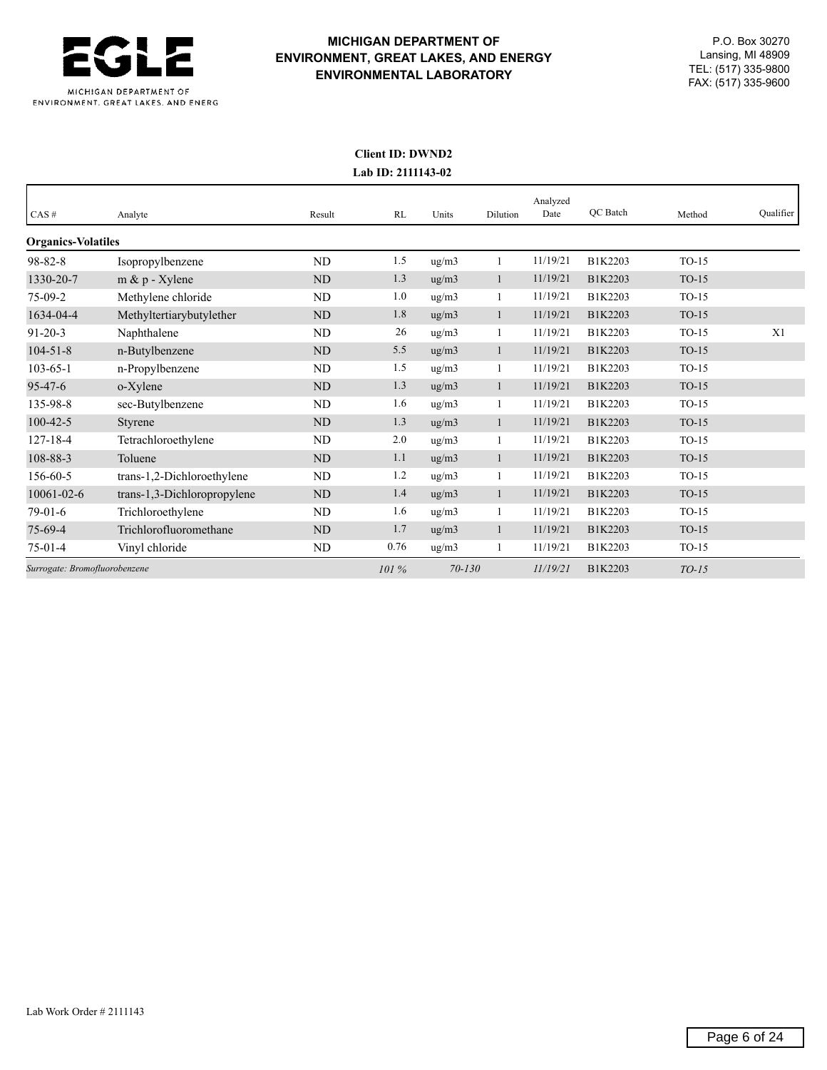**MICHIGAN DEPARTMENT OF ENVIRONMENT, GREAT LAKES, AND ENERGY ENVIRONMENTAL LABORATORY**

P.O. Box 30270
Lansing, MI 48909
TEL: (517) 335-9800
FAX: (517) 335-9600

**Client ID: DWND2**
**Lab ID: 2111143-02**

| CAS # | Analyte | Result | RL | Units | Dilution | Analyzed Date | QC Batch | Method | Qualifier |
|---|---|---|---|---|---|---|---|---|---|
| **Organics-Volatiles** | | | | | | | | | |
| 98-82-8 | Isopropylbenzene | ND | 1.5 | ug/m3 | 1 | 11/19/21 | B1K2203 | TO-15 | |
| 1330-20-7 | m & p - Xylene | ND | 1.3 | ug/m3 | 1 | 11/19/21 | B1K2203 | TO-15 | |
| 75-09-2 | Methylene chloride | ND | 1.0 | ug/m3 | 1 | 11/19/21 | B1K2203 | TO-15 | |
| 1634-04-4 | Methyltertiarybutylether | ND | 1.8 | ug/m3 | 1 | 11/19/21 | B1K2203 | TO-15 | |
| 91-20-3 | Naphthalene | ND | 26 | ug/m3 | 1 | 11/19/21 | B1K2203 | TO-15 | X1 |
| 104-51-8 | n-Butylbenzene | ND | 5.5 | ug/m3 | 1 | 11/19/21 | B1K2203 | TO-15 | |
| 103-65-1 | n-Propylbenzene | ND | 1.5 | ug/m3 | 1 | 11/19/21 | B1K2203 | TO-15 | |
| 95-47-6 | o-Xylene | ND | 1.3 | ug/m3 | 1 | 11/19/21 | B1K2203 | TO-15 | |
| 135-98-8 | sec-Butylbenzene | ND | 1.6 | ug/m3 | 1 | 11/19/21 | B1K2203 | TO-15 | |
| 100-42-5 | Styrene | ND | 1.3 | ug/m3 | 1 | 11/19/21 | B1K2203 | TO-15 | |
| 127-18-4 | Tetrachloroethylene | ND | 2.0 | ug/m3 | 1 | 11/19/21 | B1K2203 | TO-15 | |
| 108-88-3 | Toluene | ND | 1.1 | ug/m3 | 1 | 11/19/21 | B1K2203 | TO-15 | |
| 156-60-5 | trans-1,2-Dichloroethylene | ND | 1.2 | ug/m3 | 1 | 11/19/21 | B1K2203 | TO-15 | |
| 10061-02-6 | trans-1,3-Dichloropropylene | ND | 1.4 | ug/m3 | 1 | 11/19/21 | B1K2203 | TO-15 | |
| 79-01-6 | Trichloroethylene | ND | 1.6 | ug/m3 | 1 | 11/19/21 | B1K2203 | TO-15 | |
| 75-69-4 | Trichlorofluoromethane | ND | 1.7 | ug/m3 | 1 | 11/19/21 | B1K2203 | TO-15 | |
| 75-01-4 | Vinyl chloride | ND | 0.76 | ug/m3 | 1 | 11/19/21 | B1K2203 | TO-15 | |
| *Surrogate: Bromofluorobenzene* | | | *101 %* | *70-130* | | *11/19/21* | B1K2203 | *TO-15* | |

Lab Work Order # 2111143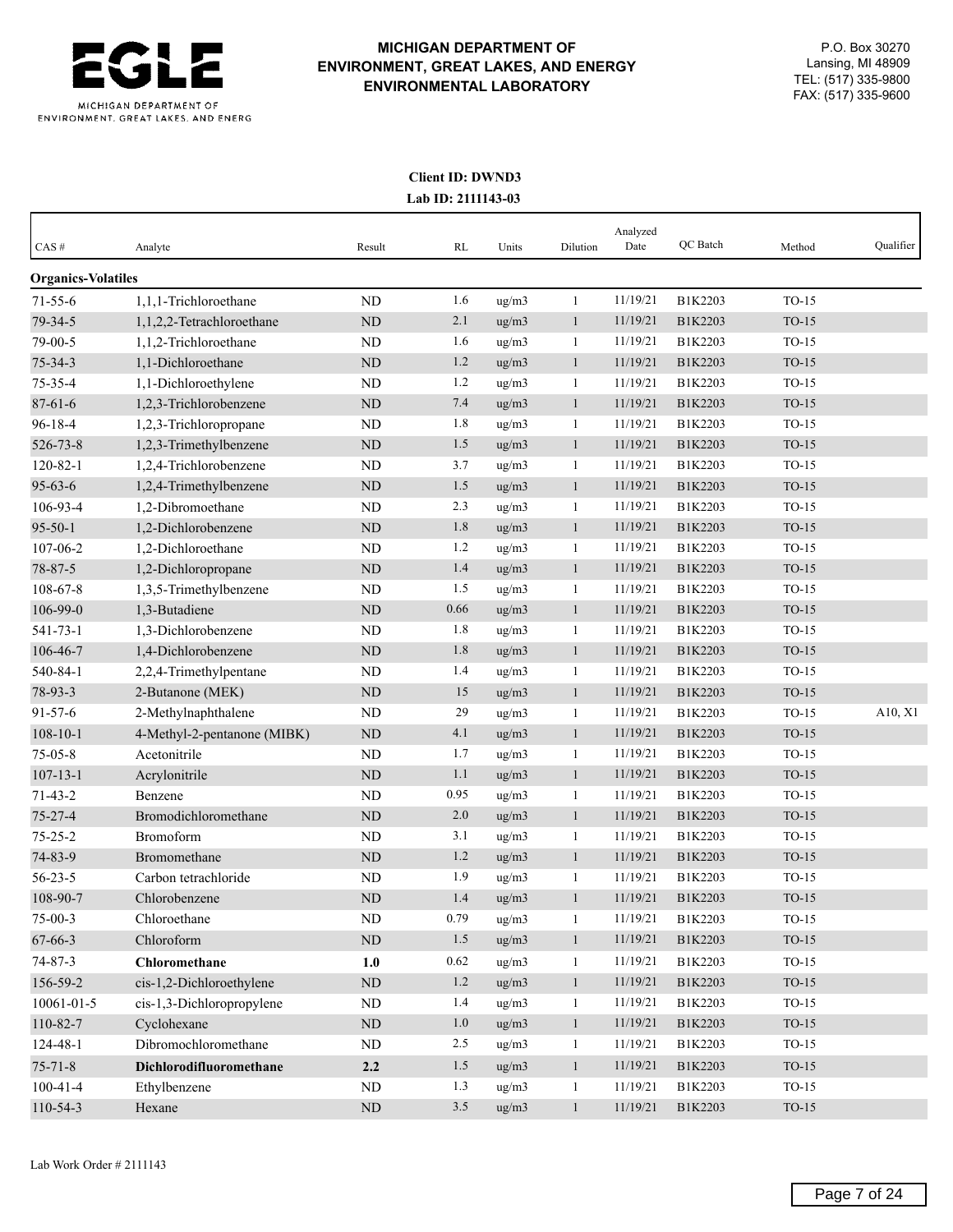MICHIGAN DEPARTMENT OF
ENVIRONMENT, GREAT LAKES, AND ENERGY
ENVIRONMENTAL LABORATORY

P.O. Box 30270
Lansing, MI 48909
TEL: (517) 335-9800
FAX: (517) 335-9600

**Client ID: DWND3**
**Lab ID: 2111143-03**

| CAS # | Analyte | Result | RL | Units | Dilution | Analyzed Date | QC Batch | Method | Qualifier |
|---|---|---|---|---|---|---|---|---|---|
| **Organics-Volatiles** | | | | | | | | | |
| 71-55-6 | 1,1,1-Trichloroethane | ND | 1.6 | ug/m3 | 1 | 11/19/21 | B1K2203 | TO-15 | |
| 79-34-5 | 1,1,2,2-Tetrachloroethane | ND | 2.1 | ug/m3 | 1 | 11/19/21 | B1K2203 | TO-15 | |
| 79-00-5 | 1,1,2-Trichloroethane | ND | 1.6 | ug/m3 | 1 | 11/19/21 | B1K2203 | TO-15 | |
| 75-34-3 | 1,1-Dichloroethane | ND | 1.2 | ug/m3 | 1 | 11/19/21 | B1K2203 | TO-15 | |
| 75-35-4 | 1,1-Dichloroethylene | ND | 1.2 | ug/m3 | 1 | 11/19/21 | B1K2203 | TO-15 | |
| 87-61-6 | 1,2,3-Trichlorobenzene | ND | 7.4 | ug/m3 | 1 | 11/19/21 | B1K2203 | TO-15 | |
| 96-18-4 | 1,2,3-Trichloropropane | ND | 1.8 | ug/m3 | 1 | 11/19/21 | B1K2203 | TO-15 | |
| 526-73-8 | 1,2,3-Trimethylbenzene | ND | 1.5 | ug/m3 | 1 | 11/19/21 | B1K2203 | TO-15 | |
| 120-82-1 | 1,2,4-Trichlorobenzene | ND | 3.7 | ug/m3 | 1 | 11/19/21 | B1K2203 | TO-15 | |
| 95-63-6 | 1,2,4-Trimethylbenzene | ND | 1.5 | ug/m3 | 1 | 11/19/21 | B1K2203 | TO-15 | |
| 106-93-4 | 1,2-Dibromoethane | ND | 2.3 | ug/m3 | 1 | 11/19/21 | B1K2203 | TO-15 | |
| 95-50-1 | 1,2-Dichlorobenzene | ND | 1.8 | ug/m3 | 1 | 11/19/21 | B1K2203 | TO-15 | |
| 107-06-2 | 1,2-Dichloroethane | ND | 1.2 | ug/m3 | 1 | 11/19/21 | B1K2203 | TO-15 | |
| 78-87-5 | 1,2-Dichloropropane | ND | 1.4 | ug/m3 | 1 | 11/19/21 | B1K2203 | TO-15 | |
| 108-67-8 | 1,3,5-Trimethylbenzene | ND | 1.5 | ug/m3 | 1 | 11/19/21 | B1K2203 | TO-15 | |
| 106-99-0 | 1,3-Butadiene | ND | 0.66 | ug/m3 | 1 | 11/19/21 | B1K2203 | TO-15 | |
| 541-73-1 | 1,3-Dichlorobenzene | ND | 1.8 | ug/m3 | 1 | 11/19/21 | B1K2203 | TO-15 | |
| 106-46-7 | 1,4-Dichlorobenzene | ND | 1.8 | ug/m3 | 1 | 11/19/21 | B1K2203 | TO-15 | |
| 540-84-1 | 2,2,4-Trimethylpentane | ND | 1.4 | ug/m3 | 1 | 11/19/21 | B1K2203 | TO-15 | |
| 78-93-3 | 2-Butanone (MEK) | ND | 15 | ug/m3 | 1 | 11/19/21 | B1K2203 | TO-15 | |
| 91-57-6 | 2-Methylnaphthalene | ND | 29 | ug/m3 | 1 | 11/19/21 | B1K2203 | TO-15 | A10, X1 |
| 108-10-1 | 4-Methyl-2-pentanone (MIBK) | ND | 4.1 | ug/m3 | 1 | 11/19/21 | B1K2203 | TO-15 | |
| 75-05-8 | Acetonitrile | ND | 1.7 | ug/m3 | 1 | 11/19/21 | B1K2203 | TO-15 | |
| 107-13-1 | Acrylonitrile | ND | 1.1 | ug/m3 | 1 | 11/19/21 | B1K2203 | TO-15 | |
| 71-43-2 | Benzene | ND | 0.95 | ug/m3 | 1 | 11/19/21 | B1K2203 | TO-15 | |
| 75-27-4 | Bromodichloromethane | ND | 2.0 | ug/m3 | 1 | 11/19/21 | B1K2203 | TO-15 | |
| 75-25-2 | Bromoform | ND | 3.1 | ug/m3 | 1 | 11/19/21 | B1K2203 | TO-15 | |
| 74-83-9 | Bromomethane | ND | 1.2 | ug/m3 | 1 | 11/19/21 | B1K2203 | TO-15 | |
| 56-23-5 | Carbon tetrachloride | ND | 1.9 | ug/m3 | 1 | 11/19/21 | B1K2203 | TO-15 | |
| 108-90-7 | Chlorobenzene | ND | 1.4 | ug/m3 | 1 | 11/19/21 | B1K2203 | TO-15 | |
| 75-00-3 | Chloroethane | ND | 0.79 | ug/m3 | 1 | 11/19/21 | B1K2203 | TO-15 | |
| 67-66-3 | Chloroform | ND | 1.5 | ug/m3 | 1 | 11/19/21 | B1K2203 | TO-15 | |
| 74-87-3 | **Chloromethane** | **1.0** | 0.62 | ug/m3 | 1 | 11/19/21 | B1K2203 | TO-15 | |
| 156-59-2 | cis-1,2-Dichloroethylene | ND | 1.2 | ug/m3 | 1 | 11/19/21 | B1K2203 | TO-15 | |
| 10061-01-5 | cis-1,3-Dichloropropylene | ND | 1.4 | ug/m3 | 1 | 11/19/21 | B1K2203 | TO-15 | |
| 110-82-7 | Cyclohexane | ND | 1.0 | ug/m3 | 1 | 11/19/21 | B1K2203 | TO-15 | |
| 124-48-1 | Dibromochloromethane | ND | 2.5 | ug/m3 | 1 | 11/19/21 | B1K2203 | TO-15 | |
| 75-71-8 | **Dichlorodifluoromethane** | **2.2** | 1.5 | ug/m3 | 1 | 11/19/21 | B1K2203 | TO-15 | |
| 100-41-4 | Ethylbenzene | ND | 1.3 | ug/m3 | 1 | 11/19/21 | B1K2203 | TO-15 | |
| 110-54-3 | Hexane | ND | 3.5 | ug/m3 | 1 | 11/19/21 | B1K2203 | TO-15 | |

Lab Work Order # 2111143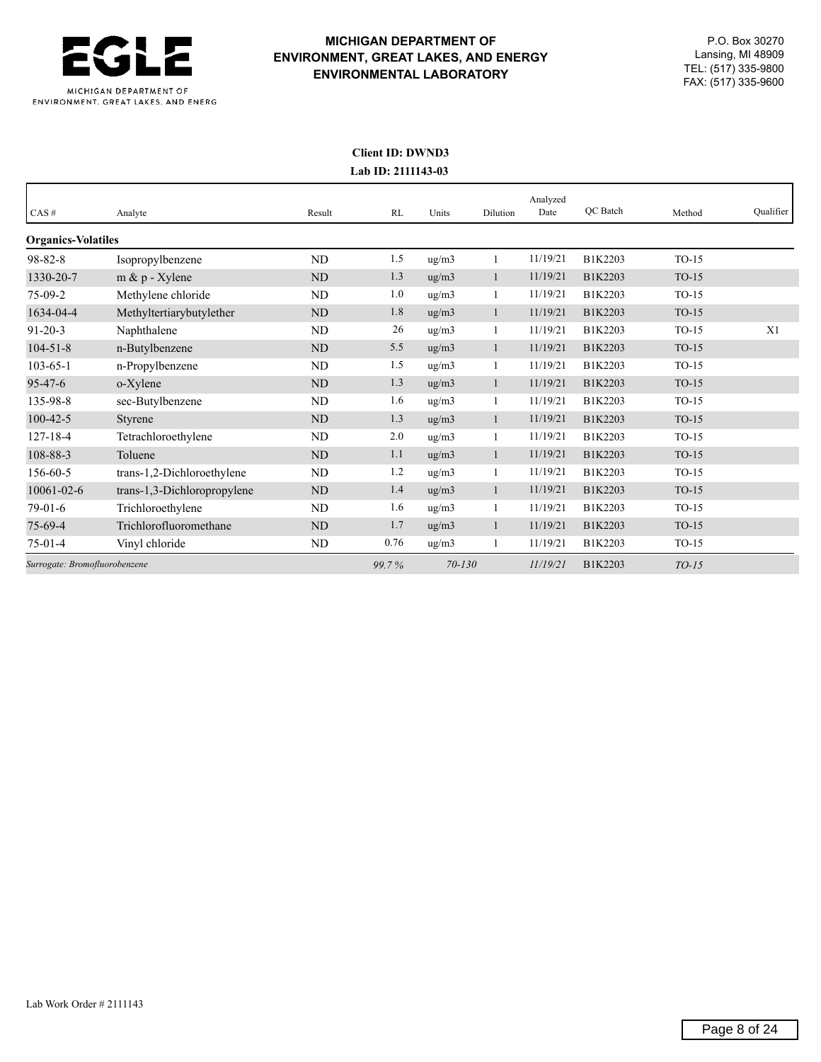# MICHIGAN DEPARTMENT OF ENVIRONMENT, GREAT LAKES, AND ENERGY ENVIRONMENTAL LABORATORY

P.O. Box 30270
Lansing, MI 48909
TEL: (517) 335-9800
FAX: (517) 335-9600

**Client ID: DWND3**
**Lab ID: 2111143-03**

| CAS # | Analyte | Result | RL | Units | Dilution | Analyzed Date | QC Batch | Method | Qualifier |
|---|---|---|---|---|---|---|---|---|---|
| **Organics-Volatiles** | | | | | | | | | |
| 98-82-8 | Isopropylbenzene | ND | 1.5 | ug/m3 | 1 | 11/19/21 | B1K2203 | TO-15 | |
| 1330-20-7 | m & p - Xylene | ND | 1.3 | ug/m3 | 1 | 11/19/21 | B1K2203 | TO-15 | |
| 75-09-2 | Methylene chloride | ND | 1.0 | ug/m3 | 1 | 11/19/21 | B1K2203 | TO-15 | |
| 1634-04-4 | Methyltertiarybutylether | ND | 1.8 | ug/m3 | 1 | 11/19/21 | B1K2203 | TO-15 | |
| 91-20-3 | Naphthalene | ND | 26 | ug/m3 | 1 | 11/19/21 | B1K2203 | TO-15 | X1 |
| 104-51-8 | n-Butylbenzene | ND | 5.5 | ug/m3 | 1 | 11/19/21 | B1K2203 | TO-15 | |
| 103-65-1 | n-Propylbenzene | ND | 1.5 | ug/m3 | 1 | 11/19/21 | B1K2203 | TO-15 | |
| 95-47-6 | o-Xylene | ND | 1.3 | ug/m3 | 1 | 11/19/21 | B1K2203 | TO-15 | |
| 135-98-8 | sec-Butylbenzene | ND | 1.6 | ug/m3 | 1 | 11/19/21 | B1K2203 | TO-15 | |
| 100-42-5 | Styrene | ND | 1.3 | ug/m3 | 1 | 11/19/21 | B1K2203 | TO-15 | |
| 127-18-4 | Tetrachloroethylene | ND | 2.0 | ug/m3 | 1 | 11/19/21 | B1K2203 | TO-15 | |
| 108-88-3 | Toluene | ND | 1.1 | ug/m3 | 1 | 11/19/21 | B1K2203 | TO-15 | |
| 156-60-5 | trans-1,2-Dichloroethylene | ND | 1.2 | ug/m3 | 1 | 11/19/21 | B1K2203 | TO-15 | |
| 10061-02-6 | trans-1,3-Dichloropropylene | ND | 1.4 | ug/m3 | 1 | 11/19/21 | B1K2203 | TO-15 | |
| 79-01-6 | Trichloroethylene | ND | 1.6 | ug/m3 | 1 | 11/19/21 | B1K2203 | TO-15 | |
| 75-69-4 | Trichlorofluoromethane | ND | 1.7 | ug/m3 | 1 | 11/19/21 | B1K2203 | TO-15 | |
| 75-01-4 | Vinyl chloride | ND | 0.76 | ug/m3 | 1 | 11/19/21 | B1K2203 | TO-15 | |
| *Surrogate: Bromofluorobenzene* | | | *99.7 %* | *70-130* | | *11/19/21* | B1K2203 | *TO-15* | |

Lab Work Order # 2111143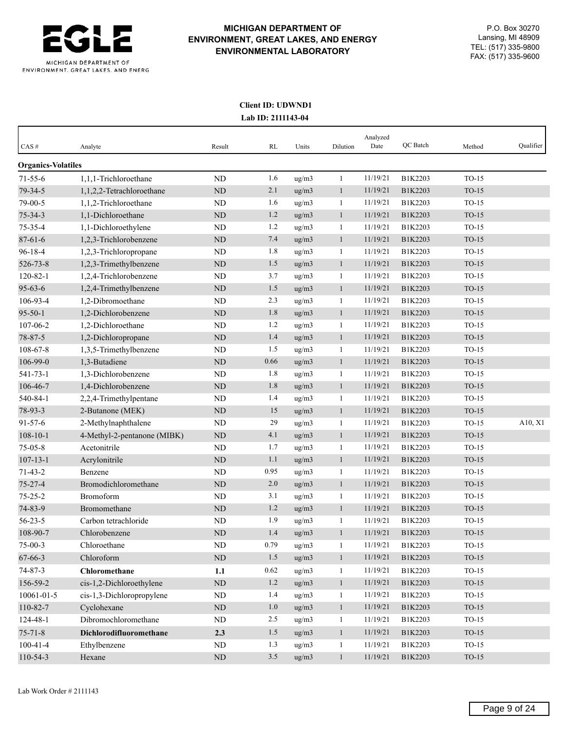**MICHIGAN DEPARTMENT OF ENVIRONMENT, GREAT LAKES, AND ENERGY**
**ENVIRONMENTAL LABORATORY**

P.O. Box 30270
Lansing, MI 48909
TEL: (517) 335-9800
FAX: (517) 335-9600

**Client ID: UDWND1**
**Lab ID: 2111143-04**

| CAS # | Analyte | Result | RL | Units | Dilution | Analyzed Date | QC Batch | Method | Qualifier |
|---|---|---|---|---|---|---|---|---|---|
| **Organics-Volatiles** | | | | | | | | | |
| 71-55-6 | 1,1,1-Trichloroethane | ND | 1.6 | ug/m3 | 1 | 11/19/21 | B1K2203 | TO-15 | |
| 79-34-5 | 1,1,2,2-Tetrachloroethane | ND | 2.1 | ug/m3 | 1 | 11/19/21 | B1K2203 | TO-15 | |
| 79-00-5 | 1,1,2-Trichloroethane | ND | 1.6 | ug/m3 | 1 | 11/19/21 | B1K2203 | TO-15 | |
| 75-34-3 | 1,1-Dichloroethane | ND | 1.2 | ug/m3 | 1 | 11/19/21 | B1K2203 | TO-15 | |
| 75-35-4 | 1,1-Dichloroethylene | ND | 1.2 | ug/m3 | 1 | 11/19/21 | B1K2203 | TO-15 | |
| 87-61-6 | 1,2,3-Trichlorobenzene | ND | 7.4 | ug/m3 | 1 | 11/19/21 | B1K2203 | TO-15 | |
| 96-18-4 | 1,2,3-Trichloropropane | ND | 1.8 | ug/m3 | 1 | 11/19/21 | B1K2203 | TO-15 | |
| 526-73-8 | 1,2,3-Trimethylbenzene | ND | 1.5 | ug/m3 | 1 | 11/19/21 | B1K2203 | TO-15 | |
| 120-82-1 | 1,2,4-Trichlorobenzene | ND | 3.7 | ug/m3 | 1 | 11/19/21 | B1K2203 | TO-15 | |
| 95-63-6 | 1,2,4-Trimethylbenzene | ND | 1.5 | ug/m3 | 1 | 11/19/21 | B1K2203 | TO-15 | |
| 106-93-4 | 1,2-Dibromoethane | ND | 2.3 | ug/m3 | 1 | 11/19/21 | B1K2203 | TO-15 | |
| 95-50-1 | 1,2-Dichlorobenzene | ND | 1.8 | ug/m3 | 1 | 11/19/21 | B1K2203 | TO-15 | |
| 107-06-2 | 1,2-Dichloroethane | ND | 1.2 | ug/m3 | 1 | 11/19/21 | B1K2203 | TO-15 | |
| 78-87-5 | 1,2-Dichloropropane | ND | 1.4 | ug/m3 | 1 | 11/19/21 | B1K2203 | TO-15 | |
| 108-67-8 | 1,3,5-Trimethylbenzene | ND | 1.5 | ug/m3 | 1 | 11/19/21 | B1K2203 | TO-15 | |
| 106-99-0 | 1,3-Butadiene | ND | 0.66 | ug/m3 | 1 | 11/19/21 | B1K2203 | TO-15 | |
| 541-73-1 | 1,3-Dichlorobenzene | ND | 1.8 | ug/m3 | 1 | 11/19/21 | B1K2203 | TO-15 | |
| 106-46-7 | 1,4-Dichlorobenzene | ND | 1.8 | ug/m3 | 1 | 11/19/21 | B1K2203 | TO-15 | |
| 540-84-1 | 2,2,4-Trimethylpentane | ND | 1.4 | ug/m3 | 1 | 11/19/21 | B1K2203 | TO-15 | |
| 78-93-3 | 2-Butanone (MEK) | ND | 15 | ug/m3 | 1 | 11/19/21 | B1K2203 | TO-15 | |
| 91-57-6 | 2-Methylnaphthalene | ND | 29 | ug/m3 | 1 | 11/19/21 | B1K2203 | TO-15 | A10, X1 |
| 108-10-1 | 4-Methyl-2-pentanone (MIBK) | ND | 4.1 | ug/m3 | 1 | 11/19/21 | B1K2203 | TO-15 | |
| 75-05-8 | Acetonitrile | ND | 1.7 | ug/m3 | 1 | 11/19/21 | B1K2203 | TO-15 | |
| 107-13-1 | Acrylonitrile | ND | 1.1 | ug/m3 | 1 | 11/19/21 | B1K2203 | TO-15 | |
| 71-43-2 | Benzene | ND | 0.95 | ug/m3 | 1 | 11/19/21 | B1K2203 | TO-15 | |
| 75-27-4 | Bromodichloromethane | ND | 2.0 | ug/m3 | 1 | 11/19/21 | B1K2203 | TO-15 | |
| 75-25-2 | Bromoform | ND | 3.1 | ug/m3 | 1 | 11/19/21 | B1K2203 | TO-15 | |
| 74-83-9 | Bromomethane | ND | 1.2 | ug/m3 | 1 | 11/19/21 | B1K2203 | TO-15 | |
| 56-23-5 | Carbon tetrachloride | ND | 1.9 | ug/m3 | 1 | 11/19/21 | B1K2203 | TO-15 | |
| 108-90-7 | Chlorobenzene | ND | 1.4 | ug/m3 | 1 | 11/19/21 | B1K2203 | TO-15 | |
| 75-00-3 | Chloroethane | ND | 0.79 | ug/m3 | 1 | 11/19/21 | B1K2203 | TO-15 | |
| 67-66-3 | Chloroform | ND | 1.5 | ug/m3 | 1 | 11/19/21 | B1K2203 | TO-15 | |
| 74-87-3 | **Chloromethane** | **1.1** | 0.62 | ug/m3 | 1 | 11/19/21 | B1K2203 | TO-15 | |
| 156-59-2 | cis-1,2-Dichloroethylene | ND | 1.2 | ug/m3 | 1 | 11/19/21 | B1K2203 | TO-15 | |
| 10061-01-5 | cis-1,3-Dichloropropylene | ND | 1.4 | ug/m3 | 1 | 11/19/21 | B1K2203 | TO-15 | |
| 110-82-7 | Cyclohexane | ND | 1.0 | ug/m3 | 1 | 11/19/21 | B1K2203 | TO-15 | |
| 124-48-1 | Dibromochloromethane | ND | 2.5 | ug/m3 | 1 | 11/19/21 | B1K2203 | TO-15 | |
| 75-71-8 | **Dichlorodifluoromethane** | **2.3** | 1.5 | ug/m3 | 1 | 11/19/21 | B1K2203 | TO-15 | |
| 100-41-4 | Ethylbenzene | ND | 1.3 | ug/m3 | 1 | 11/19/21 | B1K2203 | TO-15 | |
| 110-54-3 | Hexane | ND | 3.5 | ug/m3 | 1 | 11/19/21 | B1K2203 | TO-15 | |

Lab Work Order # 2111143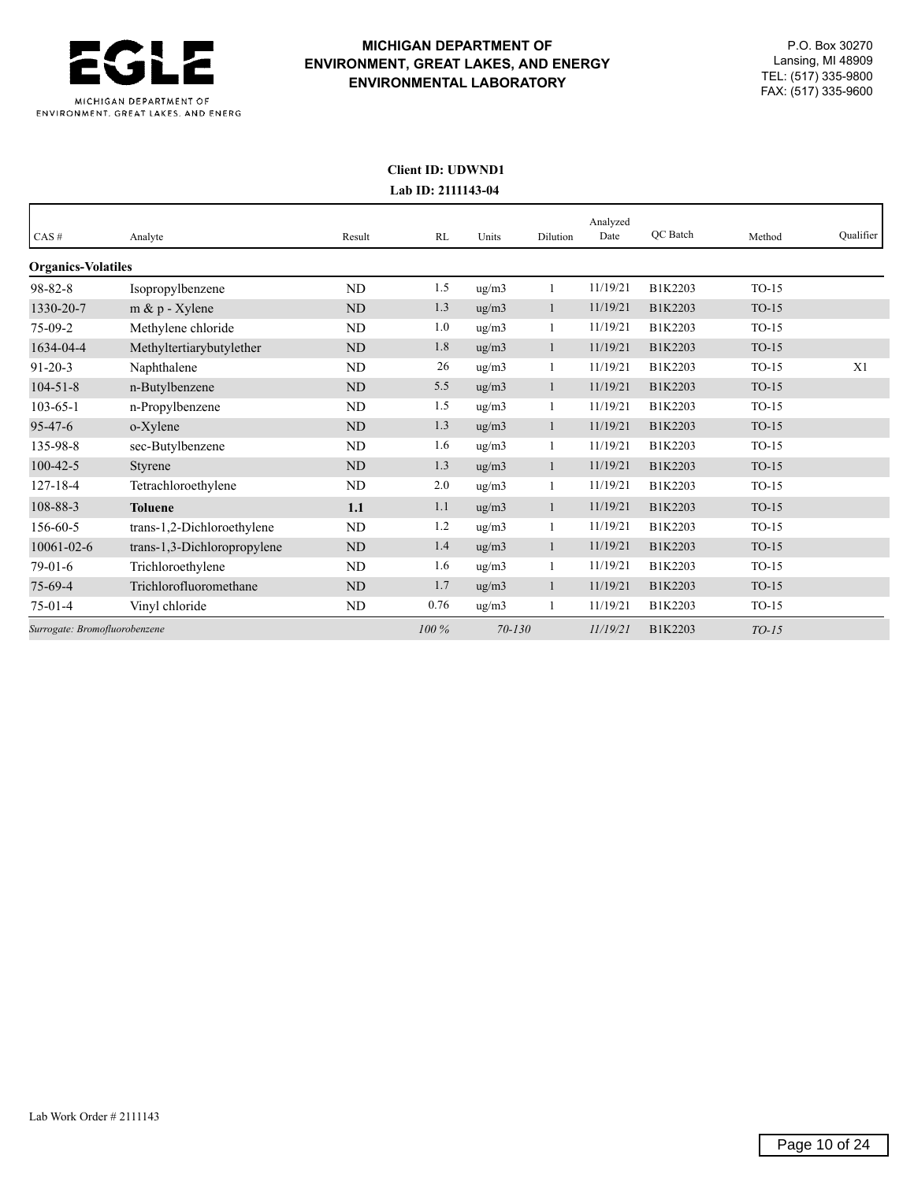**MICHIGAN DEPARTMENT OF ENVIRONMENT, GREAT LAKES, AND ENERGY ENVIRONMENTAL LABORATORY**

P.O. Box 30270
Lansing, MI 48909
TEL: (517) 335-9800
FAX: (517) 335-9600

**Client ID: UDWND1**
**Lab ID: 2111143-04**

| CAS # | Analyte | Result | RL | Units | Dilution | Analyzed Date | QC Batch | Method | Qualifier |
|---|---|---|---|---|---|---|---|---|---|
| **Organics-Volatiles** | | | | | | | | | |
| 98-82-8 | Isopropylbenzene | ND | 1.5 | ug/m3 | 1 | 11/19/21 | B1K2203 | TO-15 | |
| 1330-20-7 | m & p - Xylene | ND | 1.3 | ug/m3 | 1 | 11/19/21 | B1K2203 | TO-15 | |
| 75-09-2 | Methylene chloride | ND | 1.0 | ug/m3 | 1 | 11/19/21 | B1K2203 | TO-15 | |
| 1634-04-4 | Methyltertiarybutylether | ND | 1.8 | ug/m3 | 1 | 11/19/21 | B1K2203 | TO-15 | |
| 91-20-3 | Naphthalene | ND | 26 | ug/m3 | 1 | 11/19/21 | B1K2203 | TO-15 | X1 |
| 104-51-8 | n-Butylbenzene | ND | 5.5 | ug/m3 | 1 | 11/19/21 | B1K2203 | TO-15 | |
| 103-65-1 | n-Propylbenzene | ND | 1.5 | ug/m3 | 1 | 11/19/21 | B1K2203 | TO-15 | |
| 95-47-6 | o-Xylene | ND | 1.3 | ug/m3 | 1 | 11/19/21 | B1K2203 | TO-15 | |
| 135-98-8 | sec-Butylbenzene | ND | 1.6 | ug/m3 | 1 | 11/19/21 | B1K2203 | TO-15 | |
| 100-42-5 | Styrene | ND | 1.3 | ug/m3 | 1 | 11/19/21 | B1K2203 | TO-15 | |
| 127-18-4 | Tetrachloroethylene | ND | 2.0 | ug/m3 | 1 | 11/19/21 | B1K2203 | TO-15 | |
| 108-88-3 | **Toluene** | **1.1** | 1.1 | ug/m3 | 1 | 11/19/21 | B1K2203 | TO-15 | |
| 156-60-5 | trans-1,2-Dichloroethylene | ND | 1.2 | ug/m3 | 1 | 11/19/21 | B1K2203 | TO-15 | |
| 10061-02-6 | trans-1,3-Dichloropropylene | ND | 1.4 | ug/m3 | 1 | 11/19/21 | B1K2203 | TO-15 | |
| 79-01-6 | Trichloroethylene | ND | 1.6 | ug/m3 | 1 | 11/19/21 | B1K2203 | TO-15 | |
| 75-69-4 | Trichlorofluoromethane | ND | 1.7 | ug/m3 | 1 | 11/19/21 | B1K2203 | TO-15 | |
| 75-01-4 | Vinyl chloride | ND | 0.76 | ug/m3 | 1 | 11/19/21 | B1K2203 | TO-15 | |
| *Surrogate: Bromofluorobenzene* | | *100 %* | *70-130* | | | *11/19/21* | B1K2203 | *TO-15* | |

Lab Work Order # 2111143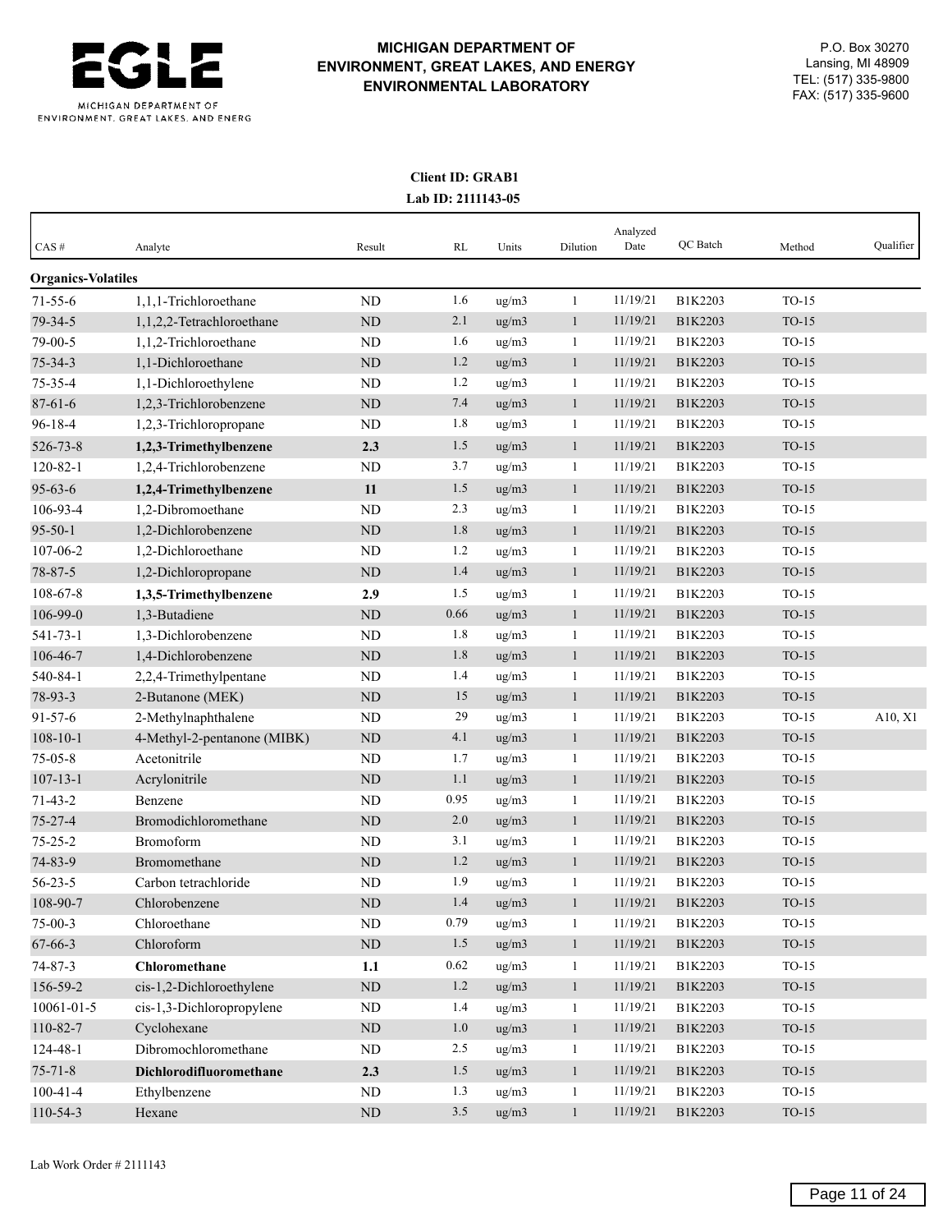**MICHIGAN DEPARTMENT OF ENVIRONMENT, GREAT LAKES, AND ENERGY ENVIRONMENTAL LABORATORY**

P.O. Box 30270
Lansing, MI 48909
TEL: (517) 335-9800
FAX: (517) 335-9600

**Client ID: GRAB1**
**Lab ID: 2111143-05**

| CAS # | Analyte | Result | RL | Units | Dilution | Analyzed Date | QC Batch | Method | Qualifier |
|---|---|---|---|---|---|---|---|---|---|
| **Organics-Volatiles** | | | | | | | | | |
| 71-55-6 | 1,1,1-Trichloroethane | ND | 1.6 | ug/m3 | 1 | 11/19/21 | B1K2203 | TO-15 | |
| 79-34-5 | 1,1,2,2-Tetrachloroethane | ND | 2.1 | ug/m3 | 1 | 11/19/21 | B1K2203 | TO-15 | |
| 79-00-5 | 1,1,2-Trichloroethane | ND | 1.6 | ug/m3 | 1 | 11/19/21 | B1K2203 | TO-15 | |
| 75-34-3 | 1,1-Dichloroethane | ND | 1.2 | ug/m3 | 1 | 11/19/21 | B1K2203 | TO-15 | |
| 75-35-4 | 1,1-Dichloroethylene | ND | 1.2 | ug/m3 | 1 | 11/19/21 | B1K2203 | TO-15 | |
| 87-61-6 | 1,2,3-Trichlorobenzene | ND | 7.4 | ug/m3 | 1 | 11/19/21 | B1K2203 | TO-15 | |
| 96-18-4 | 1,2,3-Trichloropropane | ND | 1.8 | ug/m3 | 1 | 11/19/21 | B1K2203 | TO-15 | |
| 526-73-8 | **1,2,3-Trimethylbenzene** | **2.3** | 1.5 | ug/m3 | 1 | 11/19/21 | B1K2203 | TO-15 | |
| 120-82-1 | 1,2,4-Trichlorobenzene | ND | 3.7 | ug/m3 | 1 | 11/19/21 | B1K2203 | TO-15 | |
| 95-63-6 | **1,2,4-Trimethylbenzene** | **11** | 1.5 | ug/m3 | 1 | 11/19/21 | B1K2203 | TO-15 | |
| 106-93-4 | 1,2-Dibromoethane | ND | 2.3 | ug/m3 | 1 | 11/19/21 | B1K2203 | TO-15 | |
| 95-50-1 | 1,2-Dichlorobenzene | ND | 1.8 | ug/m3 | 1 | 11/19/21 | B1K2203 | TO-15 | |
| 107-06-2 | 1,2-Dichloroethane | ND | 1.2 | ug/m3 | 1 | 11/19/21 | B1K2203 | TO-15 | |
| 78-87-5 | 1,2-Dichloropropane | ND | 1.4 | ug/m3 | 1 | 11/19/21 | B1K2203 | TO-15 | |
| 108-67-8 | **1,3,5-Trimethylbenzene** | **2.9** | 1.5 | ug/m3 | 1 | 11/19/21 | B1K2203 | TO-15 | |
| 106-99-0 | 1,3-Butadiene | ND | 0.66 | ug/m3 | 1 | 11/19/21 | B1K2203 | TO-15 | |
| 541-73-1 | 1,3-Dichlorobenzene | ND | 1.8 | ug/m3 | 1 | 11/19/21 | B1K2203 | TO-15 | |
| 106-46-7 | 1,4-Dichlorobenzene | ND | 1.8 | ug/m3 | 1 | 11/19/21 | B1K2203 | TO-15 | |
| 540-84-1 | 2,2,4-Trimethylpentane | ND | 1.4 | ug/m3 | 1 | 11/19/21 | B1K2203 | TO-15 | |
| 78-93-3 | 2-Butanone (MEK) | ND | 15 | ug/m3 | 1 | 11/19/21 | B1K2203 | TO-15 | |
| 91-57-6 | 2-Methylnaphthalene | ND | 29 | ug/m3 | 1 | 11/19/21 | B1K2203 | TO-15 | A10, X1 |
| 108-10-1 | 4-Methyl-2-pentanone (MIBK) | ND | 4.1 | ug/m3 | 1 | 11/19/21 | B1K2203 | TO-15 | |
| 75-05-8 | Acetonitrile | ND | 1.7 | ug/m3 | 1 | 11/19/21 | B1K2203 | TO-15 | |
| 107-13-1 | Acrylonitrile | ND | 1.1 | ug/m3 | 1 | 11/19/21 | B1K2203 | TO-15 | |
| 71-43-2 | Benzene | ND | 0.95 | ug/m3 | 1 | 11/19/21 | B1K2203 | TO-15 | |
| 75-27-4 | Bromodichloromethane | ND | 2.0 | ug/m3 | 1 | 11/19/21 | B1K2203 | TO-15 | |
| 75-25-2 | Bromoform | ND | 3.1 | ug/m3 | 1 | 11/19/21 | B1K2203 | TO-15 | |
| 74-83-9 | Bromomethane | ND | 1.2 | ug/m3 | 1 | 11/19/21 | B1K2203 | TO-15 | |
| 56-23-5 | Carbon tetrachloride | ND | 1.9 | ug/m3 | 1 | 11/19/21 | B1K2203 | TO-15 | |
| 108-90-7 | Chlorobenzene | ND | 1.4 | ug/m3 | 1 | 11/19/21 | B1K2203 | TO-15 | |
| 75-00-3 | Chloroethane | ND | 0.79 | ug/m3 | 1 | 11/19/21 | B1K2203 | TO-15 | |
| 67-66-3 | Chloroform | ND | 1.5 | ug/m3 | 1 | 11/19/21 | B1K2203 | TO-15 | |
| 74-87-3 | **Chloromethane** | **1.1** | 0.62 | ug/m3 | 1 | 11/19/21 | B1K2203 | TO-15 | |
| 156-59-2 | cis-1,2-Dichloroethylene | ND | 1.2 | ug/m3 | 1 | 11/19/21 | B1K2203 | TO-15 | |
| 10061-01-5 | cis-1,3-Dichloropropylene | ND | 1.4 | ug/m3 | 1 | 11/19/21 | B1K2203 | TO-15 | |
| 110-82-7 | Cyclohexane | ND | 1.0 | ug/m3 | 1 | 11/19/21 | B1K2203 | TO-15 | |
| 124-48-1 | Dibromochloromethane | ND | 2.5 | ug/m3 | 1 | 11/19/21 | B1K2203 | TO-15 | |
| 75-71-8 | **Dichlorodifluoromethane** | **2.3** | 1.5 | ug/m3 | 1 | 11/19/21 | B1K2203 | TO-15 | |
| 100-41-4 | Ethylbenzene | ND | 1.3 | ug/m3 | 1 | 11/19/21 | B1K2203 | TO-15 | |
| 110-54-3 | Hexane | ND | 3.5 | ug/m3 | 1 | 11/19/21 | B1K2203 | TO-15 | |

Lab Work Order # 2111143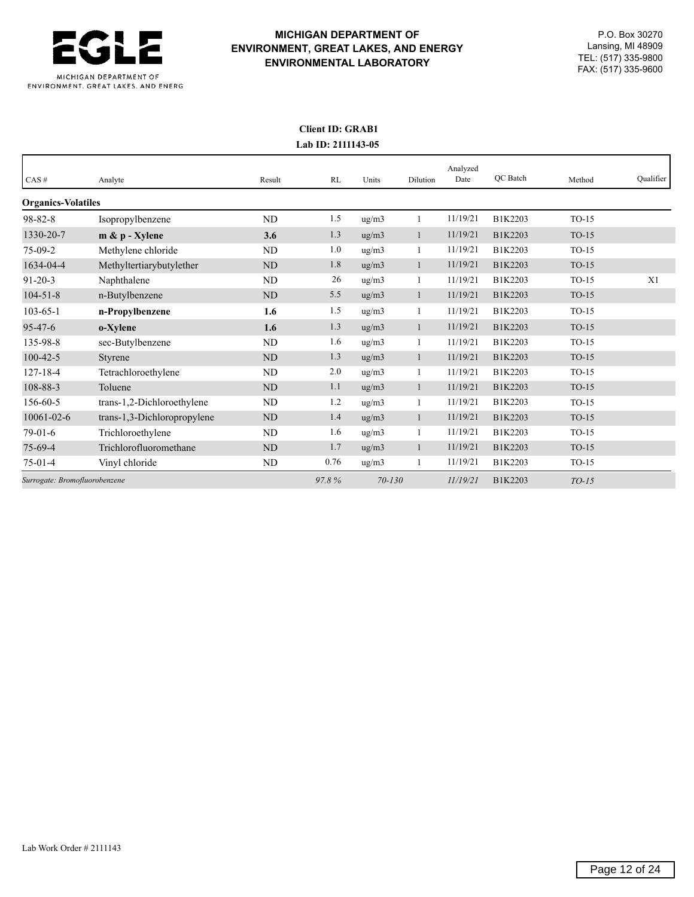**MICHIGAN DEPARTMENT OF ENVIRONMENT, GREAT LAKES, AND ENERGY ENVIRONMENTAL LABORATORY**

P.O. Box 30270
Lansing, MI 48909
TEL: (517) 335-9800
FAX: (517) 335-9600

**Client ID: GRAB1**
**Lab ID: 2111143-05**

| CAS # | Analyte | Result | RL | Units | Dilution | Analyzed Date | QC Batch | Method | Qualifier |
|---|---|---|---|---|---|---|---|---|---|
| **Organics-Volatiles** | | | | | | | | | |
| 98-82-8 | Isopropylbenzene | ND | 1.5 | ug/m3 | 1 | 11/19/21 | B1K2203 | TO-15 | |
| 1330-20-7 | **m & p - Xylene** | **3.6** | 1.3 | ug/m3 | 1 | 11/19/21 | B1K2203 | TO-15 | |
| 75-09-2 | Methylene chloride | ND | 1.0 | ug/m3 | 1 | 11/19/21 | B1K2203 | TO-15 | |
| 1634-04-4 | Methyltertiarybutylether | ND | 1.8 | ug/m3 | 1 | 11/19/21 | B1K2203 | TO-15 | |
| 91-20-3 | Naphthalene | ND | 26 | ug/m3 | 1 | 11/19/21 | B1K2203 | TO-15 | X1 |
| 104-51-8 | n-Butylbenzene | ND | 5.5 | ug/m3 | 1 | 11/19/21 | B1K2203 | TO-15 | |
| 103-65-1 | **n-Propylbenzene** | **1.6** | 1.5 | ug/m3 | 1 | 11/19/21 | B1K2203 | TO-15 | |
| 95-47-6 | **o-Xylene** | **1.6** | 1.3 | ug/m3 | 1 | 11/19/21 | B1K2203 | TO-15 | |
| 135-98-8 | sec-Butylbenzene | ND | 1.6 | ug/m3 | 1 | 11/19/21 | B1K2203 | TO-15 | |
| 100-42-5 | Styrene | ND | 1.3 | ug/m3 | 1 | 11/19/21 | B1K2203 | TO-15 | |
| 127-18-4 | Tetrachloroethylene | ND | 2.0 | ug/m3 | 1 | 11/19/21 | B1K2203 | TO-15 | |
| 108-88-3 | Toluene | ND | 1.1 | ug/m3 | 1 | 11/19/21 | B1K2203 | TO-15 | |
| 156-60-5 | trans-1,2-Dichloroethylene | ND | 1.2 | ug/m3 | 1 | 11/19/21 | B1K2203 | TO-15 | |
| 10061-02-6 | trans-1,3-Dichloropropylene | ND | 1.4 | ug/m3 | 1 | 11/19/21 | B1K2203 | TO-15 | |
| 79-01-6 | Trichloroethylene | ND | 1.6 | ug/m3 | 1 | 11/19/21 | B1K2203 | TO-15 | |
| 75-69-4 | Trichlorofluoromethane | ND | 1.7 | ug/m3 | 1 | 11/19/21 | B1K2203 | TO-15 | |
| 75-01-4 | Vinyl chloride | ND | 0.76 | ug/m3 | 1 | 11/19/21 | B1K2203 | TO-15 | |
| *Surrogate: Bromofluorobenzene* | | | *97.8 %* | *70-130* | | *11/19/21* | B1K2203 | *TO-15* | |

Lab Work Order # 2111143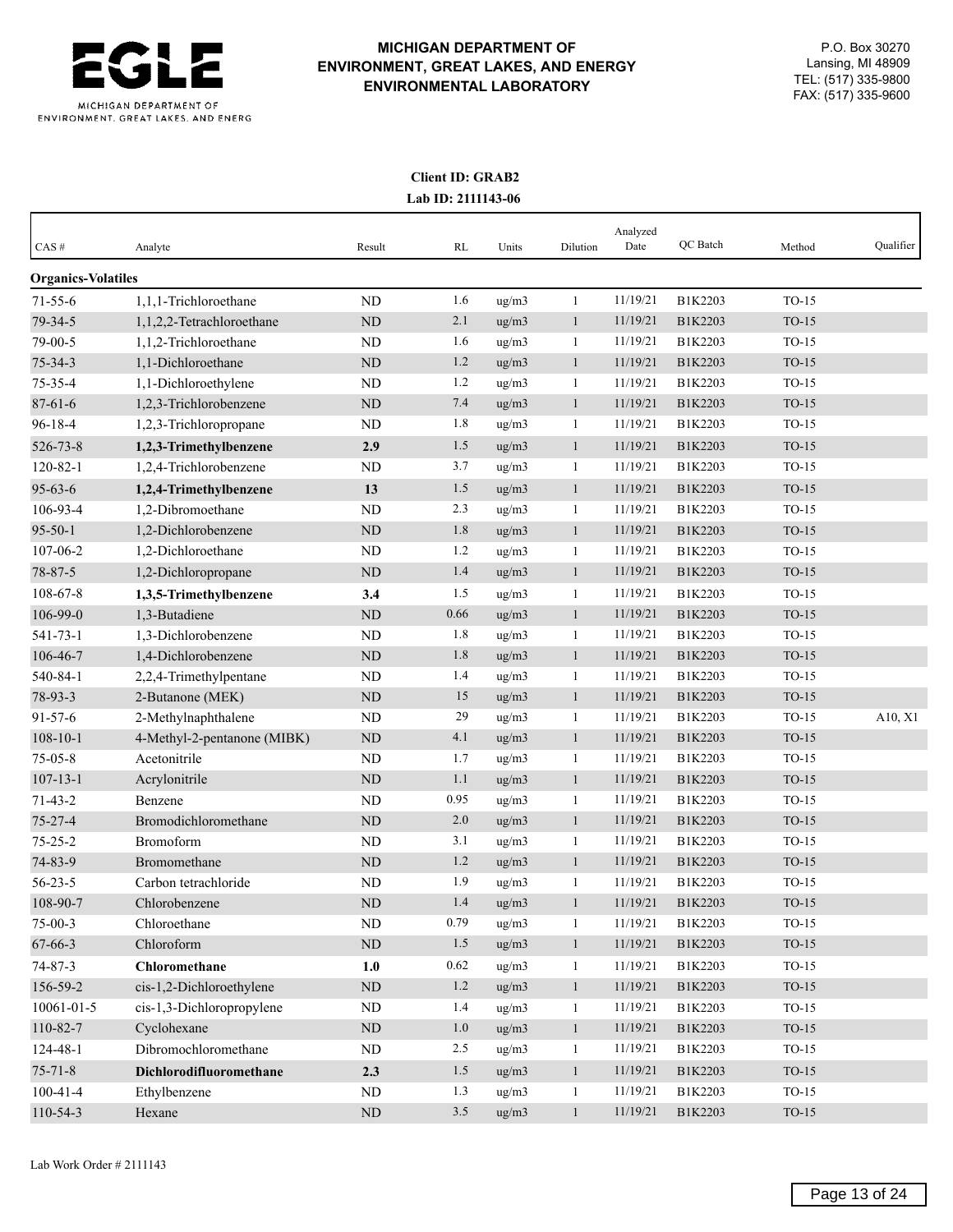# MICHIGAN DEPARTMENT OF ENVIRONMENT, GREAT LAKES, AND ENERGY ENVIRONMENTAL LABORATORY

P.O. Box 30270
Lansing, MI 48909
TEL: (517) 335-9800
FAX: (517) 335-9600

**Client ID: GRAB2**
**Lab ID: 2111143-06**

| CAS # | Analyte | Result | RL | Units | Dilution | Analyzed Date | QC Batch | Method | Qualifier |
|---|---|---|---|---|---|---|---|---|---|
| **Organics-Volatiles** | | | | | | | | | |
| 71-55-6 | 1,1,1-Trichloroethane | ND | 1.6 | ug/m3 | 1 | 11/19/21 | B1K2203 | TO-15 | |
| 79-34-5 | 1,1,2,2-Tetrachloroethane | ND | 2.1 | ug/m3 | 1 | 11/19/21 | B1K2203 | TO-15 | |
| 79-00-5 | 1,1,2-Trichloroethane | ND | 1.6 | ug/m3 | 1 | 11/19/21 | B1K2203 | TO-15 | |
| 75-34-3 | 1,1-Dichloroethane | ND | 1.2 | ug/m3 | 1 | 11/19/21 | B1K2203 | TO-15 | |
| 75-35-4 | 1,1-Dichloroethylene | ND | 1.2 | ug/m3 | 1 | 11/19/21 | B1K2203 | TO-15 | |
| 87-61-6 | 1,2,3-Trichlorobenzene | ND | 7.4 | ug/m3 | 1 | 11/19/21 | B1K2203 | TO-15 | |
| 96-18-4 | 1,2,3-Trichloropropane | ND | 1.8 | ug/m3 | 1 | 11/19/21 | B1K2203 | TO-15 | |
| 526-73-8 | **1,2,3-Trimethylbenzene** | **2.9** | 1.5 | ug/m3 | 1 | 11/19/21 | B1K2203 | TO-15 | |
| 120-82-1 | 1,2,4-Trichlorobenzene | ND | 3.7 | ug/m3 | 1 | 11/19/21 | B1K2203 | TO-15 | |
| 95-63-6 | **1,2,4-Trimethylbenzene** | **13** | 1.5 | ug/m3 | 1 | 11/19/21 | B1K2203 | TO-15 | |
| 106-93-4 | 1,2-Dibromoethane | ND | 2.3 | ug/m3 | 1 | 11/19/21 | B1K2203 | TO-15 | |
| 95-50-1 | 1,2-Dichlorobenzene | ND | 1.8 | ug/m3 | 1 | 11/19/21 | B1K2203 | TO-15 | |
| 107-06-2 | 1,2-Dichloroethane | ND | 1.2 | ug/m3 | 1 | 11/19/21 | B1K2203 | TO-15 | |
| 78-87-5 | 1,2-Dichloropropane | ND | 1.4 | ug/m3 | 1 | 11/19/21 | B1K2203 | TO-15 | |
| 108-67-8 | **1,3,5-Trimethylbenzene** | **3.4** | 1.5 | ug/m3 | 1 | 11/19/21 | B1K2203 | TO-15 | |
| 106-99-0 | 1,3-Butadiene | ND | 0.66 | ug/m3 | 1 | 11/19/21 | B1K2203 | TO-15 | |
| 541-73-1 | 1,3-Dichlorobenzene | ND | 1.8 | ug/m3 | 1 | 11/19/21 | B1K2203 | TO-15 | |
| 106-46-7 | 1,4-Dichlorobenzene | ND | 1.8 | ug/m3 | 1 | 11/19/21 | B1K2203 | TO-15 | |
| 540-84-1 | 2,2,4-Trimethylpentane | ND | 1.4 | ug/m3 | 1 | 11/19/21 | B1K2203 | TO-15 | |
| 78-93-3 | 2-Butanone (MEK) | ND | 15 | ug/m3 | 1 | 11/19/21 | B1K2203 | TO-15 | |
| 91-57-6 | 2-Methylnaphthalene | ND | 29 | ug/m3 | 1 | 11/19/21 | B1K2203 | TO-15 | A10, X1 |
| 108-10-1 | 4-Methyl-2-pentanone (MIBK) | ND | 4.1 | ug/m3 | 1 | 11/19/21 | B1K2203 | TO-15 | |
| 75-05-8 | Acetonitrile | ND | 1.7 | ug/m3 | 1 | 11/19/21 | B1K2203 | TO-15 | |
| 107-13-1 | Acrylonitrile | ND | 1.1 | ug/m3 | 1 | 11/19/21 | B1K2203 | TO-15 | |
| 71-43-2 | Benzene | ND | 0.95 | ug/m3 | 1 | 11/19/21 | B1K2203 | TO-15 | |
| 75-27-4 | Bromodichloromethane | ND | 2.0 | ug/m3 | 1 | 11/19/21 | B1K2203 | TO-15 | |
| 75-25-2 | Bromoform | ND | 3.1 | ug/m3 | 1 | 11/19/21 | B1K2203 | TO-15 | |
| 74-83-9 | Bromomethane | ND | 1.2 | ug/m3 | 1 | 11/19/21 | B1K2203 | TO-15 | |
| 56-23-5 | Carbon tetrachloride | ND | 1.9 | ug/m3 | 1 | 11/19/21 | B1K2203 | TO-15 | |
| 108-90-7 | Chlorobenzene | ND | 1.4 | ug/m3 | 1 | 11/19/21 | B1K2203 | TO-15 | |
| 75-00-3 | Chloroethane | ND | 0.79 | ug/m3 | 1 | 11/19/21 | B1K2203 | TO-15 | |
| 67-66-3 | Chloroform | ND | 1.5 | ug/m3 | 1 | 11/19/21 | B1K2203 | TO-15 | |
| 74-87-3 | **Chloromethane** | **1.0** | 0.62 | ug/m3 | 1 | 11/19/21 | B1K2203 | TO-15 | |
| 156-59-2 | cis-1,2-Dichloroethylene | ND | 1.2 | ug/m3 | 1 | 11/19/21 | B1K2203 | TO-15 | |
| 10061-01-5 | cis-1,3-Dichloropropylene | ND | 1.4 | ug/m3 | 1 | 11/19/21 | B1K2203 | TO-15 | |
| 110-82-7 | Cyclohexane | ND | 1.0 | ug/m3 | 1 | 11/19/21 | B1K2203 | TO-15 | |
| 124-48-1 | Dibromochloromethane | ND | 2.5 | ug/m3 | 1 | 11/19/21 | B1K2203 | TO-15 | |
| 75-71-8 | **Dichlorodifluoromethane** | **2.3** | 1.5 | ug/m3 | 1 | 11/19/21 | B1K2203 | TO-15 | |
| 100-41-4 | Ethylbenzene | ND | 1.3 | ug/m3 | 1 | 11/19/21 | B1K2203 | TO-15 | |
| 110-54-3 | Hexane | ND | 3.5 | ug/m3 | 1 | 11/19/21 | B1K2203 | TO-15 | |

Lab Work Order # 2111143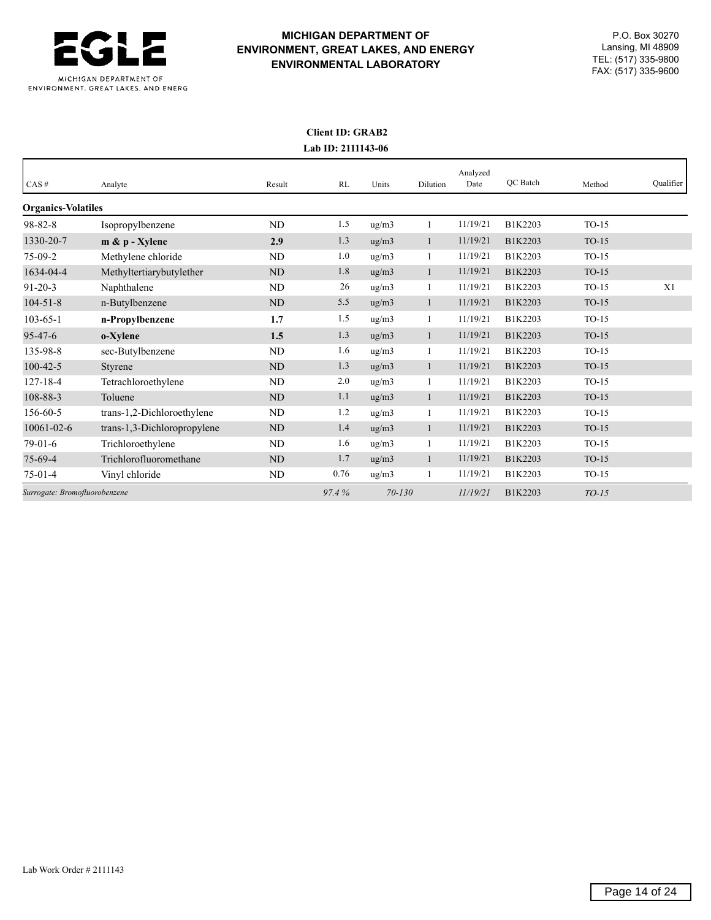**MICHIGAN DEPARTMENT OF ENVIRONMENT, GREAT LAKES, AND ENERGY**
**ENVIRONMENTAL LABORATORY**

MICHIGAN DEPARTMENT OF ENVIRONMENT, GREAT LAKES, AND ENERGY

P.O. Box 30270
Lansing, MI 48909
TEL: (517) 335-9800
FAX: (517) 335-9600

**Client ID: GRAB2**
**Lab ID: 2111143-06**

| CAS # | Analyte | Result | RL | Units | Dilution | Analyzed Date | QC Batch | Method | Qualifier |
|---|---|---|---|---|---|---|---|---|---|
| **Organics-Volatiles** | | | | | | | | | |
| 98-82-8 | Isopropylbenzene | ND | 1.5 | ug/m3 | 1 | 11/19/21 | B1K2203 | TO-15 | |
| 1330-20-7 | **m & p - Xylene** | **2.9** | 1.3 | ug/m3 | 1 | 11/19/21 | B1K2203 | TO-15 | |
| 75-09-2 | Methylene chloride | ND | 1.0 | ug/m3 | 1 | 11/19/21 | B1K2203 | TO-15 | |
| 1634-04-4 | Methyltertiarybutylether | ND | 1.8 | ug/m3 | 1 | 11/19/21 | B1K2203 | TO-15 | |
| 91-20-3 | Naphthalene | ND | 26 | ug/m3 | 1 | 11/19/21 | B1K2203 | TO-15 | X1 |
| 104-51-8 | n-Butylbenzene | ND | 5.5 | ug/m3 | 1 | 11/19/21 | B1K2203 | TO-15 | |
| 103-65-1 | **n-Propylbenzene** | **1.7** | 1.5 | ug/m3 | 1 | 11/19/21 | B1K2203 | TO-15 | |
| 95-47-6 | **o-Xylene** | **1.5** | 1.3 | ug/m3 | 1 | 11/19/21 | B1K2203 | TO-15 | |
| 135-98-8 | sec-Butylbenzene | ND | 1.6 | ug/m3 | 1 | 11/19/21 | B1K2203 | TO-15 | |
| 100-42-5 | Styrene | ND | 1.3 | ug/m3 | 1 | 11/19/21 | B1K2203 | TO-15 | |
| 127-18-4 | Tetrachloroethylene | ND | 2.0 | ug/m3 | 1 | 11/19/21 | B1K2203 | TO-15 | |
| 108-88-3 | Toluene | ND | 1.1 | ug/m3 | 1 | 11/19/21 | B1K2203 | TO-15 | |
| 156-60-5 | trans-1,2-Dichloroethylene | ND | 1.2 | ug/m3 | 1 | 11/19/21 | B1K2203 | TO-15 | |
| 10061-02-6 | trans-1,3-Dichloropropylene | ND | 1.4 | ug/m3 | 1 | 11/19/21 | B1K2203 | TO-15 | |
| 79-01-6 | Trichloroethylene | ND | 1.6 | ug/m3 | 1 | 11/19/21 | B1K2203 | TO-15 | |
| 75-69-4 | Trichlorofluoromethane | ND | 1.7 | ug/m3 | 1 | 11/19/21 | B1K2203 | TO-15 | |
| 75-01-4 | Vinyl chloride | ND | 0.76 | ug/m3 | 1 | 11/19/21 | B1K2203 | TO-15 | |
| *Surrogate: Bromofluorobenzene* | | | *97.4 %* | *70-130* | | *11/19/21* | B1K2203 | *TO-15* | |

Lab Work Order # 2111143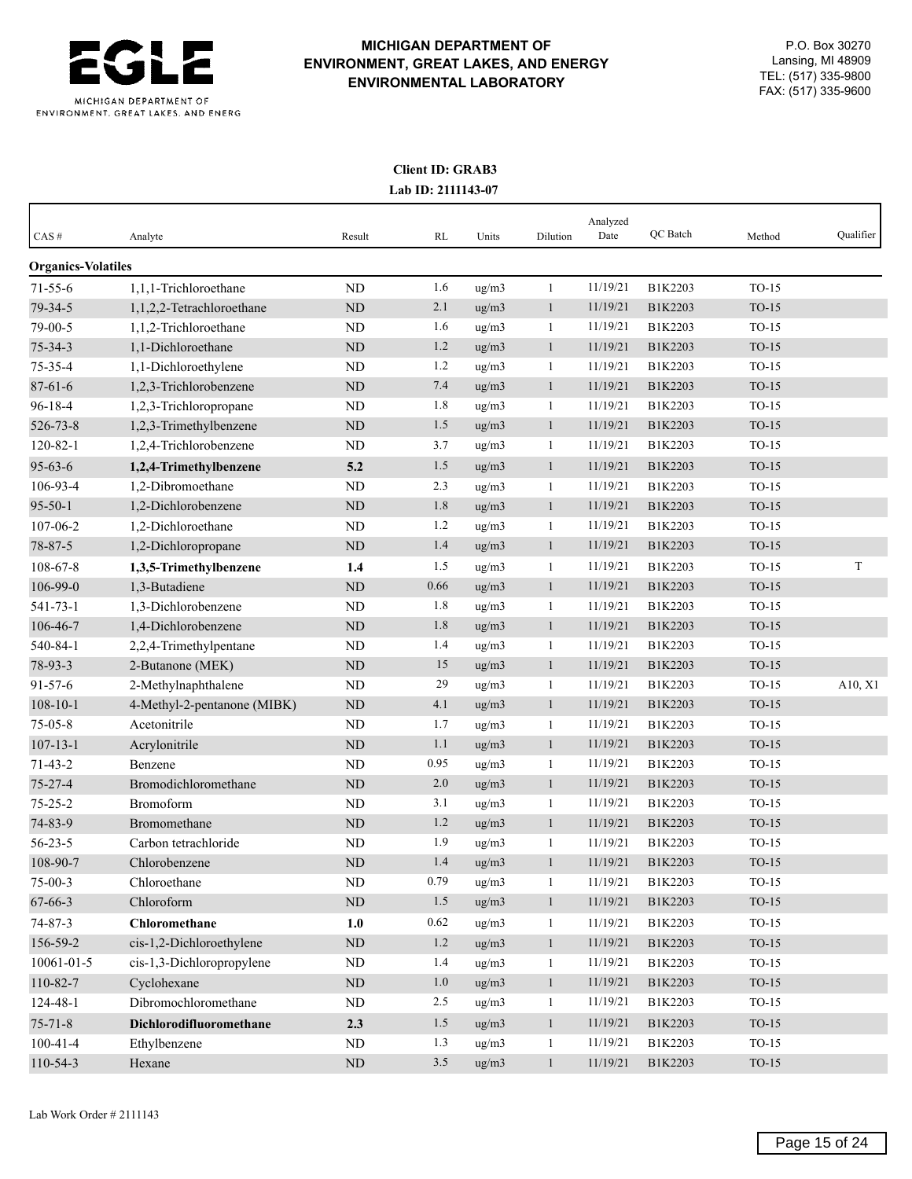**MICHIGAN DEPARTMENT OF ENVIRONMENT, GREAT LAKES, AND ENERGY ENVIRONMENTAL LABORATORY**

P.O. Box 30270
Lansing, MI 48909
TEL: (517) 335-9800
FAX: (517) 335-9600

**Client ID: GRAB3**
**Lab ID: 2111143-07**

| CAS # | Analyte | Result | RL | Units | Dilution | Analyzed Date | QC Batch | Method | Qualifier |
|---|---|---|---|---|---|---|---|---|---|
| **Organics-Volatiles** | | | | | | | | | |
| 71-55-6 | 1,1,1-Trichloroethane | ND | 1.6 | ug/m3 | 1 | 11/19/21 | B1K2203 | TO-15 | |
| 79-34-5 | 1,1,2,2-Tetrachloroethane | ND | 2.1 | ug/m3 | 1 | 11/19/21 | B1K2203 | TO-15 | |
| 79-00-5 | 1,1,2-Trichloroethane | ND | 1.6 | ug/m3 | 1 | 11/19/21 | B1K2203 | TO-15 | |
| 75-34-3 | 1,1-Dichloroethane | ND | 1.2 | ug/m3 | 1 | 11/19/21 | B1K2203 | TO-15 | |
| 75-35-4 | 1,1-Dichloroethylene | ND | 1.2 | ug/m3 | 1 | 11/19/21 | B1K2203 | TO-15 | |
| 87-61-6 | 1,2,3-Trichlorobenzene | ND | 7.4 | ug/m3 | 1 | 11/19/21 | B1K2203 | TO-15 | |
| 96-18-4 | 1,2,3-Trichloropropane | ND | 1.8 | ug/m3 | 1 | 11/19/21 | B1K2203 | TO-15 | |
| 526-73-8 | 1,2,3-Trimethylbenzene | ND | 1.5 | ug/m3 | 1 | 11/19/21 | B1K2203 | TO-15 | |
| 120-82-1 | 1,2,4-Trichlorobenzene | ND | 3.7 | ug/m3 | 1 | 11/19/21 | B1K2203 | TO-15 | |
| 95-63-6 | **1,2,4-Trimethylbenzene** | **5.2** | 1.5 | ug/m3 | 1 | 11/19/21 | B1K2203 | TO-15 | |
| 106-93-4 | 1,2-Dibromoethane | ND | 2.3 | ug/m3 | 1 | 11/19/21 | B1K2203 | TO-15 | |
| 95-50-1 | 1,2-Dichlorobenzene | ND | 1.8 | ug/m3 | 1 | 11/19/21 | B1K2203 | TO-15 | |
| 107-06-2 | 1,2-Dichloroethane | ND | 1.2 | ug/m3 | 1 | 11/19/21 | B1K2203 | TO-15 | |
| 78-87-5 | 1,2-Dichloropropane | ND | 1.4 | ug/m3 | 1 | 11/19/21 | B1K2203 | TO-15 | |
| 108-67-8 | **1,3,5-Trimethylbenzene** | **1.4** | 1.5 | ug/m3 | 1 | 11/19/21 | B1K2203 | TO-15 | T |
| 106-99-0 | 1,3-Butadiene | ND | 0.66 | ug/m3 | 1 | 11/19/21 | B1K2203 | TO-15 | |
| 541-73-1 | 1,3-Dichlorobenzene | ND | 1.8 | ug/m3 | 1 | 11/19/21 | B1K2203 | TO-15 | |
| 106-46-7 | 1,4-Dichlorobenzene | ND | 1.8 | ug/m3 | 1 | 11/19/21 | B1K2203 | TO-15 | |
| 540-84-1 | 2,2,4-Trimethylpentane | ND | 1.4 | ug/m3 | 1 | 11/19/21 | B1K2203 | TO-15 | |
| 78-93-3 | 2-Butanone (MEK) | ND | 15 | ug/m3 | 1 | 11/19/21 | B1K2203 | TO-15 | |
| 91-57-6 | 2-Methylnaphthalene | ND | 29 | ug/m3 | 1 | 11/19/21 | B1K2203 | TO-15 | A10, X1 |
| 108-10-1 | 4-Methyl-2-pentanone (MIBK) | ND | 4.1 | ug/m3 | 1 | 11/19/21 | B1K2203 | TO-15 | |
| 75-05-8 | Acetonitrile | ND | 1.7 | ug/m3 | 1 | 11/19/21 | B1K2203 | TO-15 | |
| 107-13-1 | Acrylonitrile | ND | 1.1 | ug/m3 | 1 | 11/19/21 | B1K2203 | TO-15 | |
| 71-43-2 | Benzene | ND | 0.95 | ug/m3 | 1 | 11/19/21 | B1K2203 | TO-15 | |
| 75-27-4 | Bromodichloromethane | ND | 2.0 | ug/m3 | 1 | 11/19/21 | B1K2203 | TO-15 | |
| 75-25-2 | Bromoform | ND | 3.1 | ug/m3 | 1 | 11/19/21 | B1K2203 | TO-15 | |
| 74-83-9 | Bromomethane | ND | 1.2 | ug/m3 | 1 | 11/19/21 | B1K2203 | TO-15 | |
| 56-23-5 | Carbon tetrachloride | ND | 1.9 | ug/m3 | 1 | 11/19/21 | B1K2203 | TO-15 | |
| 108-90-7 | Chlorobenzene | ND | 1.4 | ug/m3 | 1 | 11/19/21 | B1K2203 | TO-15 | |
| 75-00-3 | Chloroethane | ND | 0.79 | ug/m3 | 1 | 11/19/21 | B1K2203 | TO-15 | |
| 67-66-3 | Chloroform | ND | 1.5 | ug/m3 | 1 | 11/19/21 | B1K2203 | TO-15 | |
| 74-87-3 | **Chloromethane** | **1.0** | 0.62 | ug/m3 | 1 | 11/19/21 | B1K2203 | TO-15 | |
| 156-59-2 | cis-1,2-Dichloroethylene | ND | 1.2 | ug/m3 | 1 | 11/19/21 | B1K2203 | TO-15 | |
| 10061-01-5 | cis-1,3-Dichloropropylene | ND | 1.4 | ug/m3 | 1 | 11/19/21 | B1K2203 | TO-15 | |
| 110-82-7 | Cyclohexane | ND | 1.0 | ug/m3 | 1 | 11/19/21 | B1K2203 | TO-15 | |
| 124-48-1 | Dibromochloromethane | ND | 2.5 | ug/m3 | 1 | 11/19/21 | B1K2203 | TO-15 | |
| 75-71-8 | **Dichlorodifluoromethane** | **2.3** | 1.5 | ug/m3 | 1 | 11/19/21 | B1K2203 | TO-15 | |
| 100-41-4 | Ethylbenzene | ND | 1.3 | ug/m3 | 1 | 11/19/21 | B1K2203 | TO-15 | |
| 110-54-3 | Hexane | ND | 3.5 | ug/m3 | 1 | 11/19/21 | B1K2203 | TO-15 | |

Lab Work Order # 2111143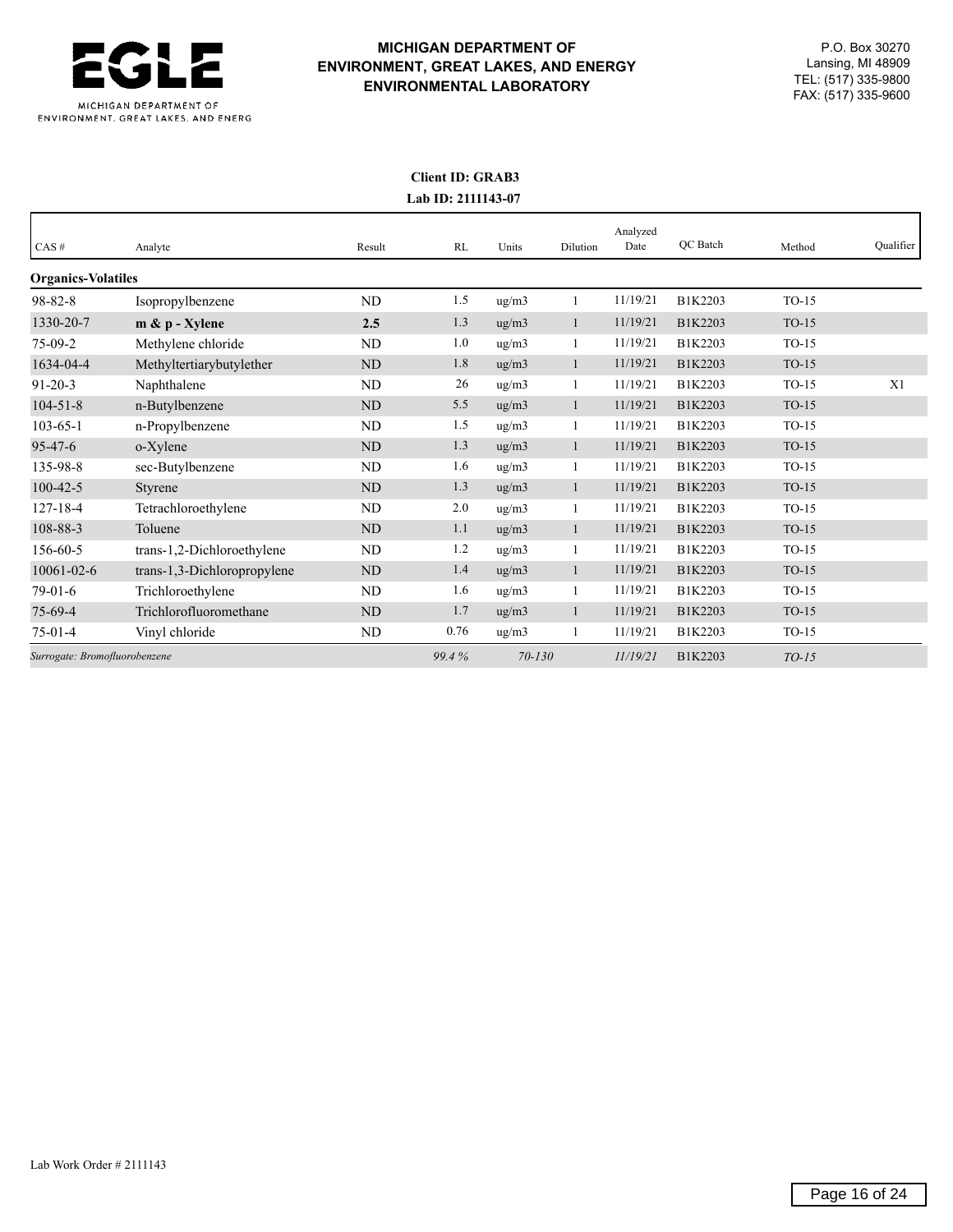**MICHIGAN DEPARTMENT OF ENVIRONMENT, GREAT LAKES, AND ENERGY**
**ENVIRONMENTAL LABORATORY**

P.O. Box 30270
Lansing, MI 48909
TEL: (517) 335-9800
FAX: (517) 335-9600

**Client ID: GRAB3**
**Lab ID: 2111143-07**

| CAS # | Analyte | Result | RL | Units | Dilution | Analyzed Date | QC Batch | Method | Qualifier |
|---|---|---|---|---|---|---|---|---|---|
| **Organics-Volatiles** | | | | | | | | | |
| 98-82-8 | Isopropylbenzene | ND | 1.5 | ug/m3 | 1 | 11/19/21 | B1K2203 | TO-15 | |
| 1330-20-7 | **m & p - Xylene** | **2.5** | 1.3 | ug/m3 | 1 | 11/19/21 | B1K2203 | TO-15 | |
| 75-09-2 | Methylene chloride | ND | 1.0 | ug/m3 | 1 | 11/19/21 | B1K2203 | TO-15 | |
| 1634-04-4 | Methyltertiarybutylether | ND | 1.8 | ug/m3 | 1 | 11/19/21 | B1K2203 | TO-15 | |
| 91-20-3 | Naphthalene | ND | 26 | ug/m3 | 1 | 11/19/21 | B1K2203 | TO-15 | X1 |
| 104-51-8 | n-Butylbenzene | ND | 5.5 | ug/m3 | 1 | 11/19/21 | B1K2203 | TO-15 | |
| 103-65-1 | n-Propylbenzene | ND | 1.5 | ug/m3 | 1 | 11/19/21 | B1K2203 | TO-15 | |
| 95-47-6 | o-Xylene | ND | 1.3 | ug/m3 | 1 | 11/19/21 | B1K2203 | TO-15 | |
| 135-98-8 | sec-Butylbenzene | ND | 1.6 | ug/m3 | 1 | 11/19/21 | B1K2203 | TO-15 | |
| 100-42-5 | Styrene | ND | 1.3 | ug/m3 | 1 | 11/19/21 | B1K2203 | TO-15 | |
| 127-18-4 | Tetrachloroethylene | ND | 2.0 | ug/m3 | 1 | 11/19/21 | B1K2203 | TO-15 | |
| 108-88-3 | Toluene | ND | 1.1 | ug/m3 | 1 | 11/19/21 | B1K2203 | TO-15 | |
| 156-60-5 | trans-1,2-Dichloroethylene | ND | 1.2 | ug/m3 | 1 | 11/19/21 | B1K2203 | TO-15 | |
| 10061-02-6 | trans-1,3-Dichloropropylene | ND | 1.4 | ug/m3 | 1 | 11/19/21 | B1K2203 | TO-15 | |
| 79-01-6 | Trichloroethylene | ND | 1.6 | ug/m3 | 1 | 11/19/21 | B1K2203 | TO-15 | |
| 75-69-4 | Trichlorofluoromethane | ND | 1.7 | ug/m3 | 1 | 11/19/21 | B1K2203 | TO-15 | |
| 75-01-4 | Vinyl chloride | ND | 0.76 | ug/m3 | 1 | 11/19/21 | B1K2203 | TO-15 | |
| *Surrogate: Bromofluorobenzene* | | *99.4 %* | | *70-130* | | *11/19/21* | B1K2203 | *TO-15* | |

Lab Work Order # 2111143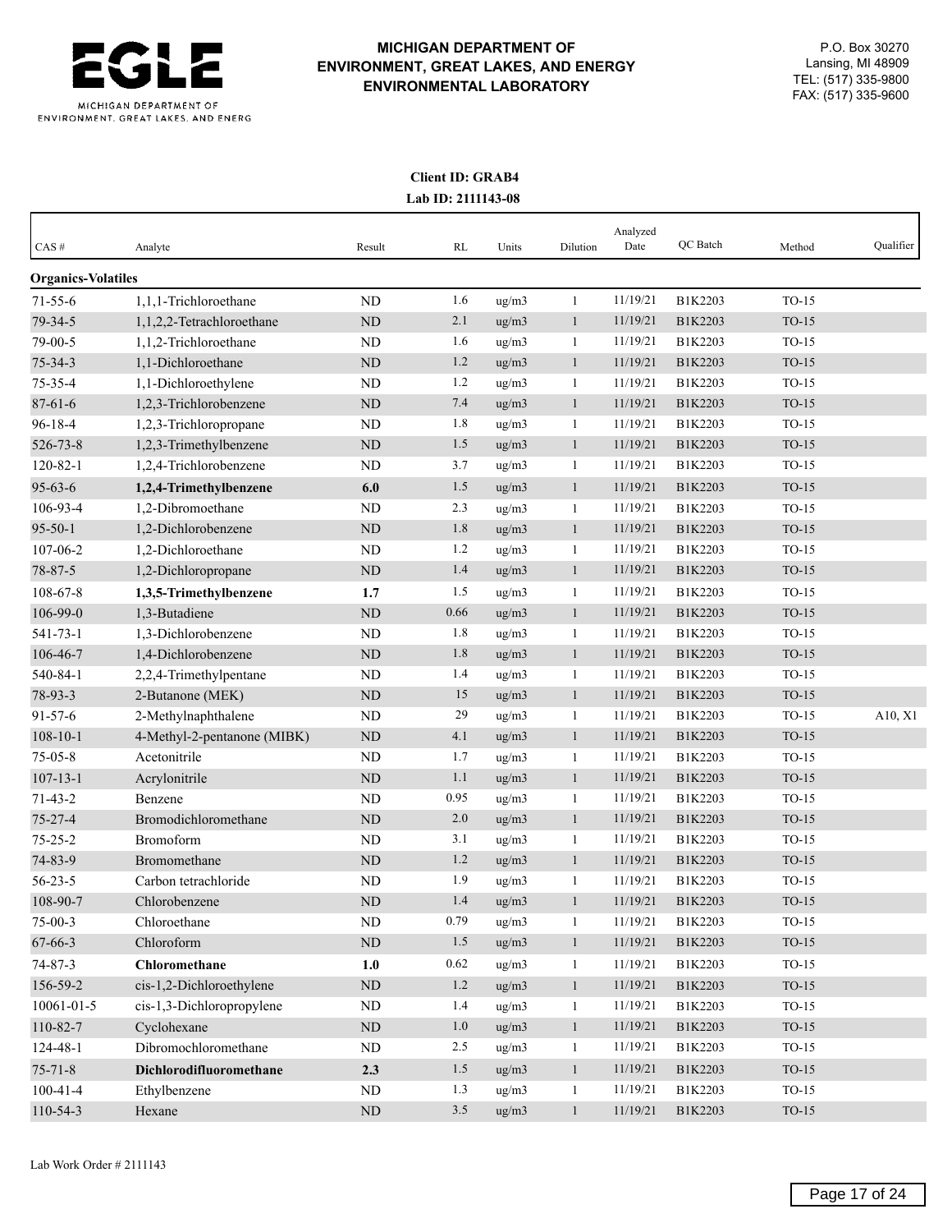**MICHIGAN DEPARTMENT OF ENVIRONMENT, GREAT LAKES, AND ENERGY ENVIRONMENTAL LABORATORY**

P.O. Box 30270
Lansing, MI 48909
TEL: (517) 335-9800
FAX: (517) 335-9600

**Client ID: GRAB4**
**Lab ID: 2111143-08**

| CAS # | Analyte | Result | RL | Units | Dilution | Analyzed Date | QC Batch | Method | Qualifier |
|---|---|---|---|---|---|---|---|---|---|
| **Organics-Volatiles** | | | | | | | | | |
| 71-55-6 | 1,1,1-Trichloroethane | ND | 1.6 | ug/m3 | 1 | 11/19/21 | B1K2203 | TO-15 | |
| 79-34-5 | 1,1,2,2-Tetrachloroethane | ND | 2.1 | ug/m3 | 1 | 11/19/21 | B1K2203 | TO-15 | |
| 79-00-5 | 1,1,2-Trichloroethane | ND | 1.6 | ug/m3 | 1 | 11/19/21 | B1K2203 | TO-15 | |
| 75-34-3 | 1,1-Dichloroethane | ND | 1.2 | ug/m3 | 1 | 11/19/21 | B1K2203 | TO-15 | |
| 75-35-4 | 1,1-Dichloroethylene | ND | 1.2 | ug/m3 | 1 | 11/19/21 | B1K2203 | TO-15 | |
| 87-61-6 | 1,2,3-Trichlorobenzene | ND | 7.4 | ug/m3 | 1 | 11/19/21 | B1K2203 | TO-15 | |
| 96-18-4 | 1,2,3-Trichloropropane | ND | 1.8 | ug/m3 | 1 | 11/19/21 | B1K2203 | TO-15 | |
| 526-73-8 | 1,2,3-Trimethylbenzene | ND | 1.5 | ug/m3 | 1 | 11/19/21 | B1K2203 | TO-15 | |
| 120-82-1 | 1,2,4-Trichlorobenzene | ND | 3.7 | ug/m3 | 1 | 11/19/21 | B1K2203 | TO-15 | |
| 95-63-6 | **1,2,4-Trimethylbenzene** | **6.0** | 1.5 | ug/m3 | 1 | 11/19/21 | B1K2203 | TO-15 | |
| 106-93-4 | 1,2-Dibromoethane | ND | 2.3 | ug/m3 | 1 | 11/19/21 | B1K2203 | TO-15 | |
| 95-50-1 | 1,2-Dichlorobenzene | ND | 1.8 | ug/m3 | 1 | 11/19/21 | B1K2203 | TO-15 | |
| 107-06-2 | 1,2-Dichloroethane | ND | 1.2 | ug/m3 | 1 | 11/19/21 | B1K2203 | TO-15 | |
| 78-87-5 | 1,2-Dichloropropane | ND | 1.4 | ug/m3 | 1 | 11/19/21 | B1K2203 | TO-15 | |
| 108-67-8 | **1,3,5-Trimethylbenzene** | **1.7** | 1.5 | ug/m3 | 1 | 11/19/21 | B1K2203 | TO-15 | |
| 106-99-0 | 1,3-Butadiene | ND | 0.66 | ug/m3 | 1 | 11/19/21 | B1K2203 | TO-15 | |
| 541-73-1 | 1,3-Dichlorobenzene | ND | 1.8 | ug/m3 | 1 | 11/19/21 | B1K2203 | TO-15 | |
| 106-46-7 | 1,4-Dichlorobenzene | ND | 1.8 | ug/m3 | 1 | 11/19/21 | B1K2203 | TO-15 | |
| 540-84-1 | 2,2,4-Trimethylpentane | ND | 1.4 | ug/m3 | 1 | 11/19/21 | B1K2203 | TO-15 | |
| 78-93-3 | 2-Butanone (MEK) | ND | 15 | ug/m3 | 1 | 11/19/21 | B1K2203 | TO-15 | |
| 91-57-6 | 2-Methylnaphthalene | ND | 29 | ug/m3 | 1 | 11/19/21 | B1K2203 | TO-15 | A10, X1 |
| 108-10-1 | 4-Methyl-2-pentanone (MIBK) | ND | 4.1 | ug/m3 | 1 | 11/19/21 | B1K2203 | TO-15 | |
| 75-05-8 | Acetonitrile | ND | 1.7 | ug/m3 | 1 | 11/19/21 | B1K2203 | TO-15 | |
| 107-13-1 | Acrylonitrile | ND | 1.1 | ug/m3 | 1 | 11/19/21 | B1K2203 | TO-15 | |
| 71-43-2 | Benzene | ND | 0.95 | ug/m3 | 1 | 11/19/21 | B1K2203 | TO-15 | |
| 75-27-4 | Bromodichloromethane | ND | 2.0 | ug/m3 | 1 | 11/19/21 | B1K2203 | TO-15 | |
| 75-25-2 | Bromoform | ND | 3.1 | ug/m3 | 1 | 11/19/21 | B1K2203 | TO-15 | |
| 74-83-9 | Bromomethane | ND | 1.2 | ug/m3 | 1 | 11/19/21 | B1K2203 | TO-15 | |
| 56-23-5 | Carbon tetrachloride | ND | 1.9 | ug/m3 | 1 | 11/19/21 | B1K2203 | TO-15 | |
| 108-90-7 | Chlorobenzene | ND | 1.4 | ug/m3 | 1 | 11/19/21 | B1K2203 | TO-15 | |
| 75-00-3 | Chloroethane | ND | 0.79 | ug/m3 | 1 | 11/19/21 | B1K2203 | TO-15 | |
| 67-66-3 | Chloroform | ND | 1.5 | ug/m3 | 1 | 11/19/21 | B1K2203 | TO-15 | |
| 74-87-3 | **Chloromethane** | **1.0** | 0.62 | ug/m3 | 1 | 11/19/21 | B1K2203 | TO-15 | |
| 156-59-2 | cis-1,2-Dichloroethylene | ND | 1.2 | ug/m3 | 1 | 11/19/21 | B1K2203 | TO-15 | |
| 10061-01-5 | cis-1,3-Dichloropropylene | ND | 1.4 | ug/m3 | 1 | 11/19/21 | B1K2203 | TO-15 | |
| 110-82-7 | Cyclohexane | ND | 1.0 | ug/m3 | 1 | 11/19/21 | B1K2203 | TO-15 | |
| 124-48-1 | Dibromochloromethane | ND | 2.5 | ug/m3 | 1 | 11/19/21 | B1K2203 | TO-15 | |
| 75-71-8 | **Dichlorodifluoromethane** | **2.3** | 1.5 | ug/m3 | 1 | 11/19/21 | B1K2203 | TO-15 | |
| 100-41-4 | Ethylbenzene | ND | 1.3 | ug/m3 | 1 | 11/19/21 | B1K2203 | TO-15 | |
| 110-54-3 | Hexane | ND | 3.5 | ug/m3 | 1 | 11/19/21 | B1K2203 | TO-15 | |

Lab Work Order # 2111143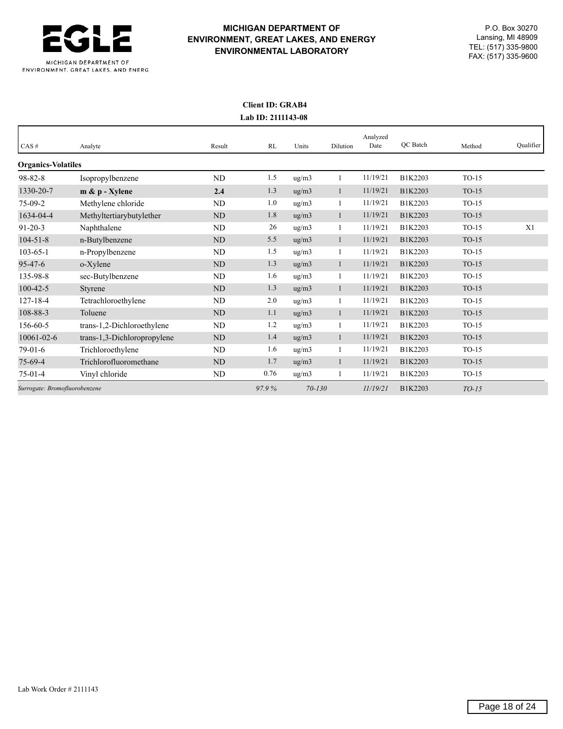**MICHIGAN DEPARTMENT OF ENVIRONMENT, GREAT LAKES, AND ENERGY ENVIRONMENTAL LABORATORY**

P.O. Box 30270
Lansing, MI 48909
TEL: (517) 335-9800
FAX: (517) 335-9600

**Client ID: GRAB4**
**Lab ID: 2111143-08**

| CAS # | Analyte | Result | RL | Units | Dilution | Analyzed Date | QC Batch | Method | Qualifier |
|---|---|---|---|---|---|---|---|---|---|
| **Organics-Volatiles** | | | | | | | | | |
| 98-82-8 | Isopropylbenzene | ND | 1.5 | ug/m3 | 1 | 11/19/21 | B1K2203 | TO-15 | |
| 1330-20-7 | **m & p - Xylene** | **2.4** | 1.3 | ug/m3 | 1 | 11/19/21 | B1K2203 | TO-15 | |
| 75-09-2 | Methylene chloride | ND | 1.0 | ug/m3 | 1 | 11/19/21 | B1K2203 | TO-15 | |
| 1634-04-4 | Methyltertiarybutylether | ND | 1.8 | ug/m3 | 1 | 11/19/21 | B1K2203 | TO-15 | |
| 91-20-3 | Naphthalene | ND | 26 | ug/m3 | 1 | 11/19/21 | B1K2203 | TO-15 | X1 |
| 104-51-8 | n-Butylbenzene | ND | 5.5 | ug/m3 | 1 | 11/19/21 | B1K2203 | TO-15 | |
| 103-65-1 | n-Propylbenzene | ND | 1.5 | ug/m3 | 1 | 11/19/21 | B1K2203 | TO-15 | |
| 95-47-6 | o-Xylene | ND | 1.3 | ug/m3 | 1 | 11/19/21 | B1K2203 | TO-15 | |
| 135-98-8 | sec-Butylbenzene | ND | 1.6 | ug/m3 | 1 | 11/19/21 | B1K2203 | TO-15 | |
| 100-42-5 | Styrene | ND | 1.3 | ug/m3 | 1 | 11/19/21 | B1K2203 | TO-15 | |
| 127-18-4 | Tetrachloroethylene | ND | 2.0 | ug/m3 | 1 | 11/19/21 | B1K2203 | TO-15 | |
| 108-88-3 | Toluene | ND | 1.1 | ug/m3 | 1 | 11/19/21 | B1K2203 | TO-15 | |
| 156-60-5 | trans-1,2-Dichloroethylene | ND | 1.2 | ug/m3 | 1 | 11/19/21 | B1K2203 | TO-15 | |
| 10061-02-6 | trans-1,3-Dichloropropylene | ND | 1.4 | ug/m3 | 1 | 11/19/21 | B1K2203 | TO-15 | |
| 79-01-6 | Trichloroethylene | ND | 1.6 | ug/m3 | 1 | 11/19/21 | B1K2203 | TO-15 | |
| 75-69-4 | Trichlorofluoromethane | ND | 1.7 | ug/m3 | 1 | 11/19/21 | B1K2203 | TO-15 | |
| 75-01-4 | Vinyl chloride | ND | 0.76 | ug/m3 | 1 | 11/19/21 | B1K2203 | TO-15 | |
| *Surrogate: Bromofluorobenzene* | | | *97.9 %* | *70-130* | | *11/19/21* | B1K2203 | *TO-15* | |

Lab Work Order # 2111143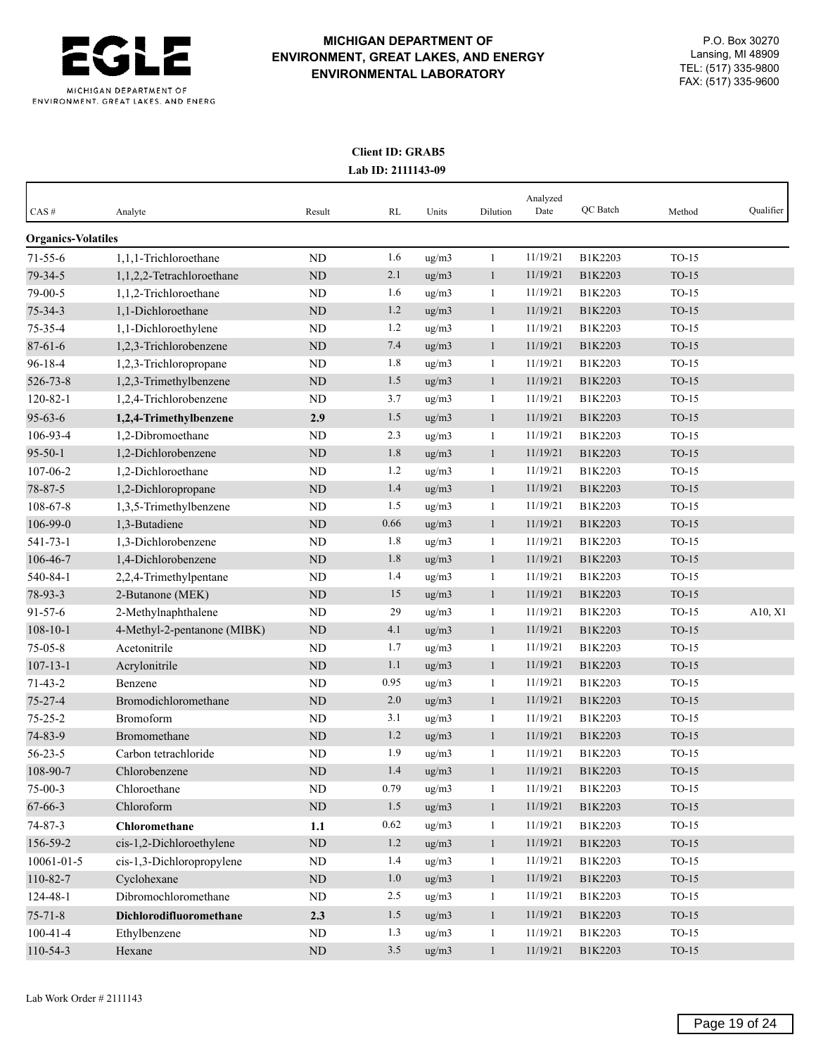MICHIGAN DEPARTMENT OF ENVIRONMENT, GREAT LAKES, AND ENERGY

**MICHIGAN DEPARTMENT OF ENVIRONMENT, GREAT LAKES, AND ENERGY ENVIRONMENTAL LABORATORY**

P.O. Box 30270
Lansing, MI 48909
TEL: (517) 335-9800
FAX: (517) 335-9600

**Client ID: GRAB5**
**Lab ID: 2111143-09**

| CAS # | Analyte | Result | RL | Units | Dilution | Analyzed Date | QC Batch | Method | Qualifier |
|---|---|---|---|---|---|---|---|---|---|
| **Organics-Volatiles** | | | | | | | | | |
| 71-55-6 | 1,1,1-Trichloroethane | ND | 1.6 | ug/m3 | 1 | 11/19/21 | B1K2203 | TO-15 | |
| 79-34-5 | 1,1,2,2-Tetrachloroethane | ND | 2.1 | ug/m3 | 1 | 11/19/21 | B1K2203 | TO-15 | |
| 79-00-5 | 1,1,2-Trichloroethane | ND | 1.6 | ug/m3 | 1 | 11/19/21 | B1K2203 | TO-15 | |
| 75-34-3 | 1,1-Dichloroethane | ND | 1.2 | ug/m3 | 1 | 11/19/21 | B1K2203 | TO-15 | |
| 75-35-4 | 1,1-Dichloroethylene | ND | 1.2 | ug/m3 | 1 | 11/19/21 | B1K2203 | TO-15 | |
| 87-61-6 | 1,2,3-Trichlorobenzene | ND | 7.4 | ug/m3 | 1 | 11/19/21 | B1K2203 | TO-15 | |
| 96-18-4 | 1,2,3-Trichloropropane | ND | 1.8 | ug/m3 | 1 | 11/19/21 | B1K2203 | TO-15 | |
| 526-73-8 | 1,2,3-Trimethylbenzene | ND | 1.5 | ug/m3 | 1 | 11/19/21 | B1K2203 | TO-15 | |
| 120-82-1 | 1,2,4-Trichlorobenzene | ND | 3.7 | ug/m3 | 1 | 11/19/21 | B1K2203 | TO-15 | |
| 95-63-6 | **1,2,4-Trimethylbenzene** | **2.9** | 1.5 | ug/m3 | 1 | 11/19/21 | B1K2203 | TO-15 | |
| 106-93-4 | 1,2-Dibromoethane | ND | 2.3 | ug/m3 | 1 | 11/19/21 | B1K2203 | TO-15 | |
| 95-50-1 | 1,2-Dichlorobenzene | ND | 1.8 | ug/m3 | 1 | 11/19/21 | B1K2203 | TO-15 | |
| 107-06-2 | 1,2-Dichloroethane | ND | 1.2 | ug/m3 | 1 | 11/19/21 | B1K2203 | TO-15 | |
| 78-87-5 | 1,2-Dichloropropane | ND | 1.4 | ug/m3 | 1 | 11/19/21 | B1K2203 | TO-15 | |
| 108-67-8 | 1,3,5-Trimethylbenzene | ND | 1.5 | ug/m3 | 1 | 11/19/21 | B1K2203 | TO-15 | |
| 106-99-0 | 1,3-Butadiene | ND | 0.66 | ug/m3 | 1 | 11/19/21 | B1K2203 | TO-15 | |
| 541-73-1 | 1,3-Dichlorobenzene | ND | 1.8 | ug/m3 | 1 | 11/19/21 | B1K2203 | TO-15 | |
| 106-46-7 | 1,4-Dichlorobenzene | ND | 1.8 | ug/m3 | 1 | 11/19/21 | B1K2203 | TO-15 | |
| 540-84-1 | 2,2,4-Trimethylpentane | ND | 1.4 | ug/m3 | 1 | 11/19/21 | B1K2203 | TO-15 | |
| 78-93-3 | 2-Butanone (MEK) | ND | 15 | ug/m3 | 1 | 11/19/21 | B1K2203 | TO-15 | |
| 91-57-6 | 2-Methylnaphthalene | ND | 29 | ug/m3 | 1 | 11/19/21 | B1K2203 | TO-15 | A10, X1 |
| 108-10-1 | 4-Methyl-2-pentanone (MIBK) | ND | 4.1 | ug/m3 | 1 | 11/19/21 | B1K2203 | TO-15 | |
| 75-05-8 | Acetonitrile | ND | 1.7 | ug/m3 | 1 | 11/19/21 | B1K2203 | TO-15 | |
| 107-13-1 | Acrylonitrile | ND | 1.1 | ug/m3 | 1 | 11/19/21 | B1K2203 | TO-15 | |
| 71-43-2 | Benzene | ND | 0.95 | ug/m3 | 1 | 11/19/21 | B1K2203 | TO-15 | |
| 75-27-4 | Bromodichloromethane | ND | 2.0 | ug/m3 | 1 | 11/19/21 | B1K2203 | TO-15 | |
| 75-25-2 | Bromoform | ND | 3.1 | ug/m3 | 1 | 11/19/21 | B1K2203 | TO-15 | |
| 74-83-9 | Bromomethane | ND | 1.2 | ug/m3 | 1 | 11/19/21 | B1K2203 | TO-15 | |
| 56-23-5 | Carbon tetrachloride | ND | 1.9 | ug/m3 | 1 | 11/19/21 | B1K2203 | TO-15 | |
| 108-90-7 | Chlorobenzene | ND | 1.4 | ug/m3 | 1 | 11/19/21 | B1K2203 | TO-15 | |
| 75-00-3 | Chloroethane | ND | 0.79 | ug/m3 | 1 | 11/19/21 | B1K2203 | TO-15 | |
| 67-66-3 | Chloroform | ND | 1.5 | ug/m3 | 1 | 11/19/21 | B1K2203 | TO-15 | |
| 74-87-3 | **Chloromethane** | **1.1** | 0.62 | ug/m3 | 1 | 11/19/21 | B1K2203 | TO-15 | |
| 156-59-2 | cis-1,2-Dichloroethylene | ND | 1.2 | ug/m3 | 1 | 11/19/21 | B1K2203 | TO-15 | |
| 10061-01-5 | cis-1,3-Dichloropropylene | ND | 1.4 | ug/m3 | 1 | 11/19/21 | B1K2203 | TO-15 | |
| 110-82-7 | Cyclohexane | ND | 1.0 | ug/m3 | 1 | 11/19/21 | B1K2203 | TO-15 | |
| 124-48-1 | Dibromochloromethane | ND | 2.5 | ug/m3 | 1 | 11/19/21 | B1K2203 | TO-15 | |
| 75-71-8 | **Dichlorodifluoromethane** | **2.3** | 1.5 | ug/m3 | 1 | 11/19/21 | B1K2203 | TO-15 | |
| 100-41-4 | Ethylbenzene | ND | 1.3 | ug/m3 | 1 | 11/19/21 | B1K2203 | TO-15 | |
| 110-54-3 | Hexane | ND | 3.5 | ug/m3 | 1 | 11/19/21 | B1K2203 | TO-15 | |

Lab Work Order # 2111143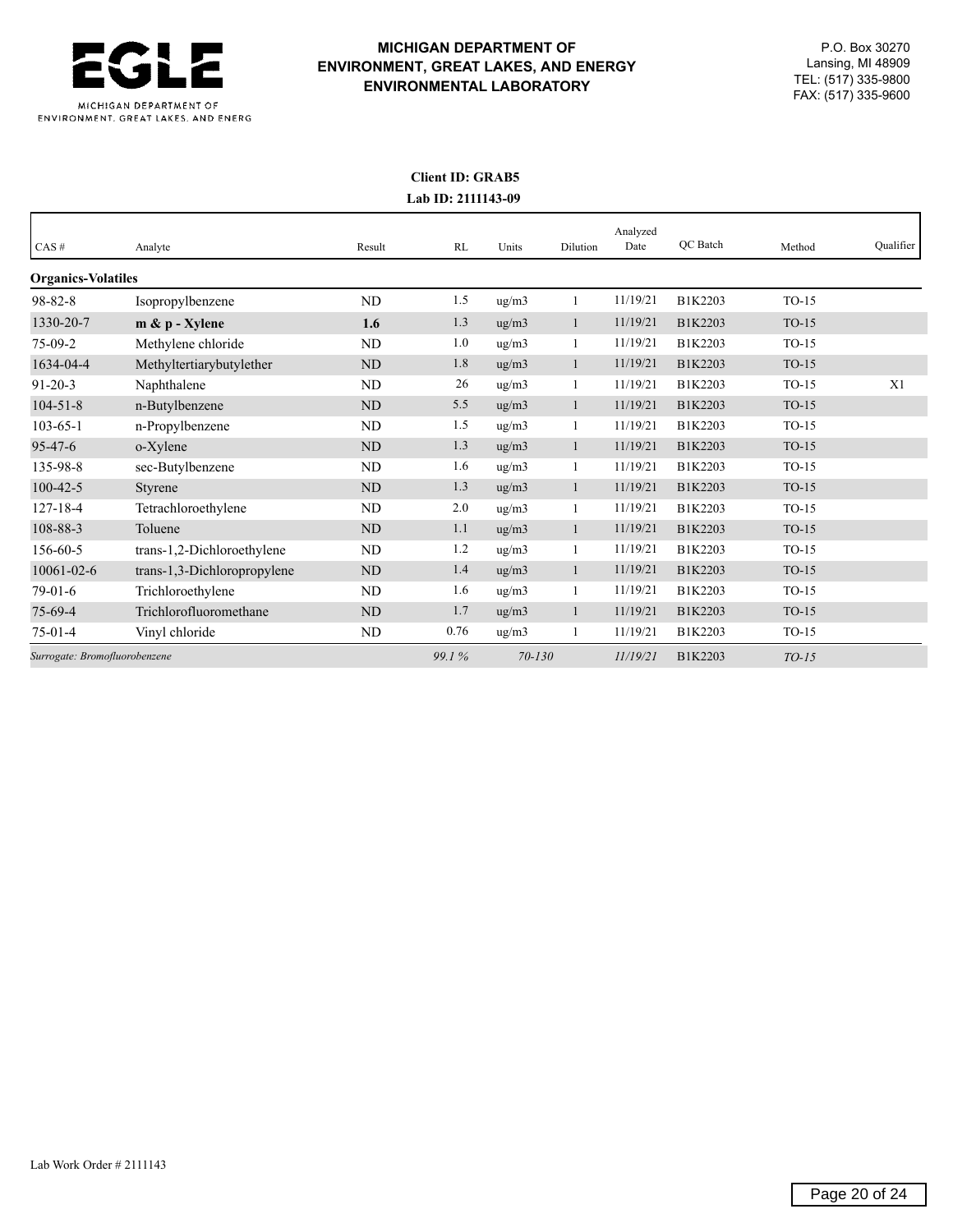**MICHIGAN DEPARTMENT OF ENVIRONMENT, GREAT LAKES, AND ENERGY**
**ENVIRONMENTAL LABORATORY**

P.O. Box 30270
Lansing, MI 48909
TEL: (517) 335-9800
FAX: (517) 335-9600

**Client ID: GRAB5**
**Lab ID: 2111143-09**

| CAS # | Analyte | Result | RL | Units | Dilution | Analyzed Date | QC Batch | Method | Qualifier |
|---|---|---|---|---|---|---|---|---|---|
| **Organics-Volatiles** | | | | | | | | | |
| 98-82-8 | Isopropylbenzene | ND | 1.5 | ug/m3 | 1 | 11/19/21 | B1K2203 | TO-15 | |
| 1330-20-7 | **m & p - Xylene** | **1.6** | 1.3 | ug/m3 | 1 | 11/19/21 | B1K2203 | TO-15 | |
| 75-09-2 | Methylene chloride | ND | 1.0 | ug/m3 | 1 | 11/19/21 | B1K2203 | TO-15 | |
| 1634-04-4 | Methyltertiarybutylether | ND | 1.8 | ug/m3 | 1 | 11/19/21 | B1K2203 | TO-15 | |
| 91-20-3 | Naphthalene | ND | 26 | ug/m3 | 1 | 11/19/21 | B1K2203 | TO-15 | X1 |
| 104-51-8 | n-Butylbenzene | ND | 5.5 | ug/m3 | 1 | 11/19/21 | B1K2203 | TO-15 | |
| 103-65-1 | n-Propylbenzene | ND | 1.5 | ug/m3 | 1 | 11/19/21 | B1K2203 | TO-15 | |
| 95-47-6 | o-Xylene | ND | 1.3 | ug/m3 | 1 | 11/19/21 | B1K2203 | TO-15 | |
| 135-98-8 | sec-Butylbenzene | ND | 1.6 | ug/m3 | 1 | 11/19/21 | B1K2203 | TO-15 | |
| 100-42-5 | Styrene | ND | 1.3 | ug/m3 | 1 | 11/19/21 | B1K2203 | TO-15 | |
| 127-18-4 | Tetrachloroethylene | ND | 2.0 | ug/m3 | 1 | 11/19/21 | B1K2203 | TO-15 | |
| 108-88-3 | Toluene | ND | 1.1 | ug/m3 | 1 | 11/19/21 | B1K2203 | TO-15 | |
| 156-60-5 | trans-1,2-Dichloroethylene | ND | 1.2 | ug/m3 | 1 | 11/19/21 | B1K2203 | TO-15 | |
| 10061-02-6 | trans-1,3-Dichloropropylene | ND | 1.4 | ug/m3 | 1 | 11/19/21 | B1K2203 | TO-15 | |
| 79-01-6 | Trichloroethylene | ND | 1.6 | ug/m3 | 1 | 11/19/21 | B1K2203 | TO-15 | |
| 75-69-4 | Trichlorofluoromethane | ND | 1.7 | ug/m3 | 1 | 11/19/21 | B1K2203 | TO-15 | |
| 75-01-4 | Vinyl chloride | ND | 0.76 | ug/m3 | 1 | 11/19/21 | B1K2203 | TO-15 | |
| *Surrogate: Bromofluorobenzene* | | | *99.1 %* | *70-130* | | *11/19/21* | B1K2203 | *TO-15* | |

Lab Work Order # 2111143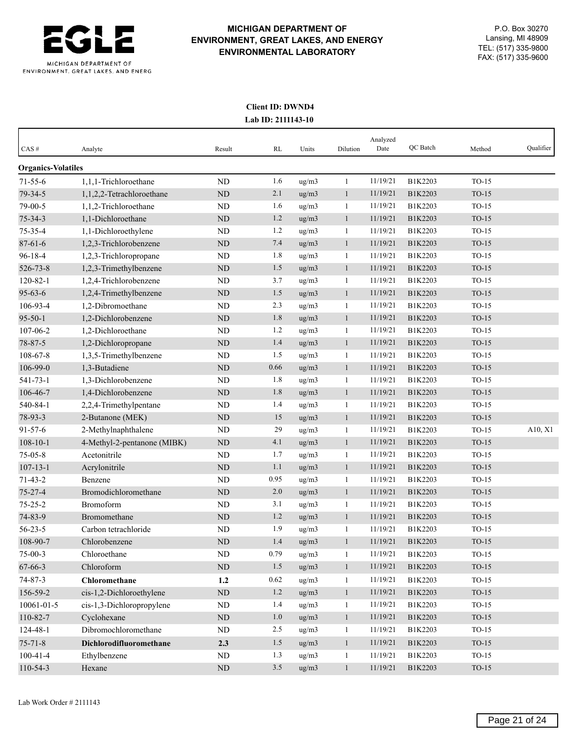**MICHIGAN DEPARTMENT OF ENVIRONMENT, GREAT LAKES, AND ENERGY ENVIRONMENTAL LABORATORY**

P.O. Box 30270
Lansing, MI 48909
TEL: (517) 335-9800
FAX: (517) 335-9600

**Client ID: DWND4**
**Lab ID: 2111143-10**

| CAS # | Analyte | Result | RL | Units | Dilution | Analyzed Date | QC Batch | Method | Qualifier |
|---|---|---|---|---|---|---|---|---|---|
| **Organics-Volatiles** | | | | | | | | | |
| 71-55-6 | 1,1,1-Trichloroethane | ND | 1.6 | ug/m3 | 1 | 11/19/21 | B1K2203 | TO-15 | |
| 79-34-5 | 1,1,2,2-Tetrachloroethane | ND | 2.1 | ug/m3 | 1 | 11/19/21 | B1K2203 | TO-15 | |
| 79-00-5 | 1,1,2-Trichloroethane | ND | 1.6 | ug/m3 | 1 | 11/19/21 | B1K2203 | TO-15 | |
| 75-34-3 | 1,1-Dichloroethane | ND | 1.2 | ug/m3 | 1 | 11/19/21 | B1K2203 | TO-15 | |
| 75-35-4 | 1,1-Dichloroethylene | ND | 1.2 | ug/m3 | 1 | 11/19/21 | B1K2203 | TO-15 | |
| 87-61-6 | 1,2,3-Trichlorobenzene | ND | 7.4 | ug/m3 | 1 | 11/19/21 | B1K2203 | TO-15 | |
| 96-18-4 | 1,2,3-Trichloropropane | ND | 1.8 | ug/m3 | 1 | 11/19/21 | B1K2203 | TO-15 | |
| 526-73-8 | 1,2,3-Trimethylbenzene | ND | 1.5 | ug/m3 | 1 | 11/19/21 | B1K2203 | TO-15 | |
| 120-82-1 | 1,2,4-Trichlorobenzene | ND | 3.7 | ug/m3 | 1 | 11/19/21 | B1K2203 | TO-15 | |
| 95-63-6 | 1,2,4-Trimethylbenzene | ND | 1.5 | ug/m3 | 1 | 11/19/21 | B1K2203 | TO-15 | |
| 106-93-4 | 1,2-Dibromoethane | ND | 2.3 | ug/m3 | 1 | 11/19/21 | B1K2203 | TO-15 | |
| 95-50-1 | 1,2-Dichlorobenzene | ND | 1.8 | ug/m3 | 1 | 11/19/21 | B1K2203 | TO-15 | |
| 107-06-2 | 1,2-Dichloroethane | ND | 1.2 | ug/m3 | 1 | 11/19/21 | B1K2203 | TO-15 | |
| 78-87-5 | 1,2-Dichloropropane | ND | 1.4 | ug/m3 | 1 | 11/19/21 | B1K2203 | TO-15 | |
| 108-67-8 | 1,3,5-Trimethylbenzene | ND | 1.5 | ug/m3 | 1 | 11/19/21 | B1K2203 | TO-15 | |
| 106-99-0 | 1,3-Butadiene | ND | 0.66 | ug/m3 | 1 | 11/19/21 | B1K2203 | TO-15 | |
| 541-73-1 | 1,3-Dichlorobenzene | ND | 1.8 | ug/m3 | 1 | 11/19/21 | B1K2203 | TO-15 | |
| 106-46-7 | 1,4-Dichlorobenzene | ND | 1.8 | ug/m3 | 1 | 11/19/21 | B1K2203 | TO-15 | |
| 540-84-1 | 2,2,4-Trimethylpentane | ND | 1.4 | ug/m3 | 1 | 11/19/21 | B1K2203 | TO-15 | |
| 78-93-3 | 2-Butanone (MEK) | ND | 15 | ug/m3 | 1 | 11/19/21 | B1K2203 | TO-15 | |
| 91-57-6 | 2-Methylnaphthalene | ND | 29 | ug/m3 | 1 | 11/19/21 | B1K2203 | TO-15 | A10, X1 |
| 108-10-1 | 4-Methyl-2-pentanone (MIBK) | ND | 4.1 | ug/m3 | 1 | 11/19/21 | B1K2203 | TO-15 | |
| 75-05-8 | Acetonitrile | ND | 1.7 | ug/m3 | 1 | 11/19/21 | B1K2203 | TO-15 | |
| 107-13-1 | Acrylonitrile | ND | 1.1 | ug/m3 | 1 | 11/19/21 | B1K2203 | TO-15 | |
| 71-43-2 | Benzene | ND | 0.95 | ug/m3 | 1 | 11/19/21 | B1K2203 | TO-15 | |
| 75-27-4 | Bromodichloromethane | ND | 2.0 | ug/m3 | 1 | 11/19/21 | B1K2203 | TO-15 | |
| 75-25-2 | Bromoform | ND | 3.1 | ug/m3 | 1 | 11/19/21 | B1K2203 | TO-15 | |
| 74-83-9 | Bromomethane | ND | 1.2 | ug/m3 | 1 | 11/19/21 | B1K2203 | TO-15 | |
| 56-23-5 | Carbon tetrachloride | ND | 1.9 | ug/m3 | 1 | 11/19/21 | B1K2203 | TO-15 | |
| 108-90-7 | Chlorobenzene | ND | 1.4 | ug/m3 | 1 | 11/19/21 | B1K2203 | TO-15 | |
| 75-00-3 | Chloroethane | ND | 0.79 | ug/m3 | 1 | 11/19/21 | B1K2203 | TO-15 | |
| 67-66-3 | Chloroform | ND | 1.5 | ug/m3 | 1 | 11/19/21 | B1K2203 | TO-15 | |
| 74-87-3 | **Chloromethane** | **1.2** | 0.62 | ug/m3 | 1 | 11/19/21 | B1K2203 | TO-15 | |
| 156-59-2 | cis-1,2-Dichloroethylene | ND | 1.2 | ug/m3 | 1 | 11/19/21 | B1K2203 | TO-15 | |
| 10061-01-5 | cis-1,3-Dichloropropylene | ND | 1.4 | ug/m3 | 1 | 11/19/21 | B1K2203 | TO-15 | |
| 110-82-7 | Cyclohexane | ND | 1.0 | ug/m3 | 1 | 11/19/21 | B1K2203 | TO-15 | |
| 124-48-1 | Dibromochloromethane | ND | 2.5 | ug/m3 | 1 | 11/19/21 | B1K2203 | TO-15 | |
| 75-71-8 | **Dichlorodifluoromethane** | **2.3** | 1.5 | ug/m3 | 1 | 11/19/21 | B1K2203 | TO-15 | |
| 100-41-4 | Ethylbenzene | ND | 1.3 | ug/m3 | 1 | 11/19/21 | B1K2203 | TO-15 | |
| 110-54-3 | Hexane | ND | 3.5 | ug/m3 | 1 | 11/19/21 | B1K2203 | TO-15 | |

Lab Work Order # 2111143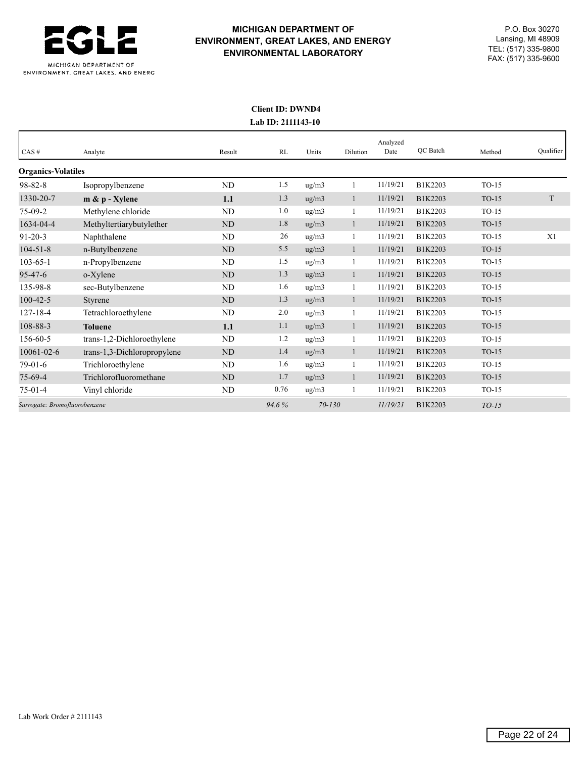**MICHIGAN DEPARTMENT OF ENVIRONMENT, GREAT LAKES, AND ENERGY ENVIRONMENTAL LABORATORY**

P.O. Box 30270
Lansing, MI 48909
TEL: (517) 335-9800
FAX: (517) 335-9600

**Client ID: DWND4**
**Lab ID: 2111143-10**

| CAS # | Analyte | Result | RL | Units | Dilution | Analyzed Date | QC Batch | Method | Qualifier |
|---|---|---|---|---|---|---|---|---|---|
| **Organics-Volatiles** | | | | | | | | | |
| 98-82-8 | Isopropylbenzene | ND | 1.5 | ug/m3 | 1 | 11/19/21 | B1K2203 | TO-15 | |
| 1330-20-7 | **m & p - Xylene** | **1.1** | 1.3 | ug/m3 | 1 | 11/19/21 | B1K2203 | TO-15 | T |
| 75-09-2 | Methylene chloride | ND | 1.0 | ug/m3 | 1 | 11/19/21 | B1K2203 | TO-15 | |
| 1634-04-4 | Methyltertiarybutylether | ND | 1.8 | ug/m3 | 1 | 11/19/21 | B1K2203 | TO-15 | |
| 91-20-3 | Naphthalene | ND | 26 | ug/m3 | 1 | 11/19/21 | B1K2203 | TO-15 | X1 |
| 104-51-8 | n-Butylbenzene | ND | 5.5 | ug/m3 | 1 | 11/19/21 | B1K2203 | TO-15 | |
| 103-65-1 | n-Propylbenzene | ND | 1.5 | ug/m3 | 1 | 11/19/21 | B1K2203 | TO-15 | |
| 95-47-6 | o-Xylene | ND | 1.3 | ug/m3 | 1 | 11/19/21 | B1K2203 | TO-15 | |
| 135-98-8 | sec-Butylbenzene | ND | 1.6 | ug/m3 | 1 | 11/19/21 | B1K2203 | TO-15 | |
| 100-42-5 | Styrene | ND | 1.3 | ug/m3 | 1 | 11/19/21 | B1K2203 | TO-15 | |
| 127-18-4 | Tetrachloroethylene | ND | 2.0 | ug/m3 | 1 | 11/19/21 | B1K2203 | TO-15 | |
| 108-88-3 | **Toluene** | **1.1** | 1.1 | ug/m3 | 1 | 11/19/21 | B1K2203 | TO-15 | |
| 156-60-5 | trans-1,2-Dichloroethylene | ND | 1.2 | ug/m3 | 1 | 11/19/21 | B1K2203 | TO-15 | |
| 10061-02-6 | trans-1,3-Dichloropropylene | ND | 1.4 | ug/m3 | 1 | 11/19/21 | B1K2203 | TO-15 | |
| 79-01-6 | Trichloroethylene | ND | 1.6 | ug/m3 | 1 | 11/19/21 | B1K2203 | TO-15 | |
| 75-69-4 | Trichlorofluoromethane | ND | 1.7 | ug/m3 | 1 | 11/19/21 | B1K2203 | TO-15 | |
| 75-01-4 | Vinyl chloride | ND | 0.76 | ug/m3 | 1 | 11/19/21 | B1K2203 | TO-15 | |
| *Surrogate: Bromofluorobenzene* | | | *94.6 %* | *70-130* | | *11/19/21* | B1K2203 | *TO-15* | |

Lab Work Order # 2111143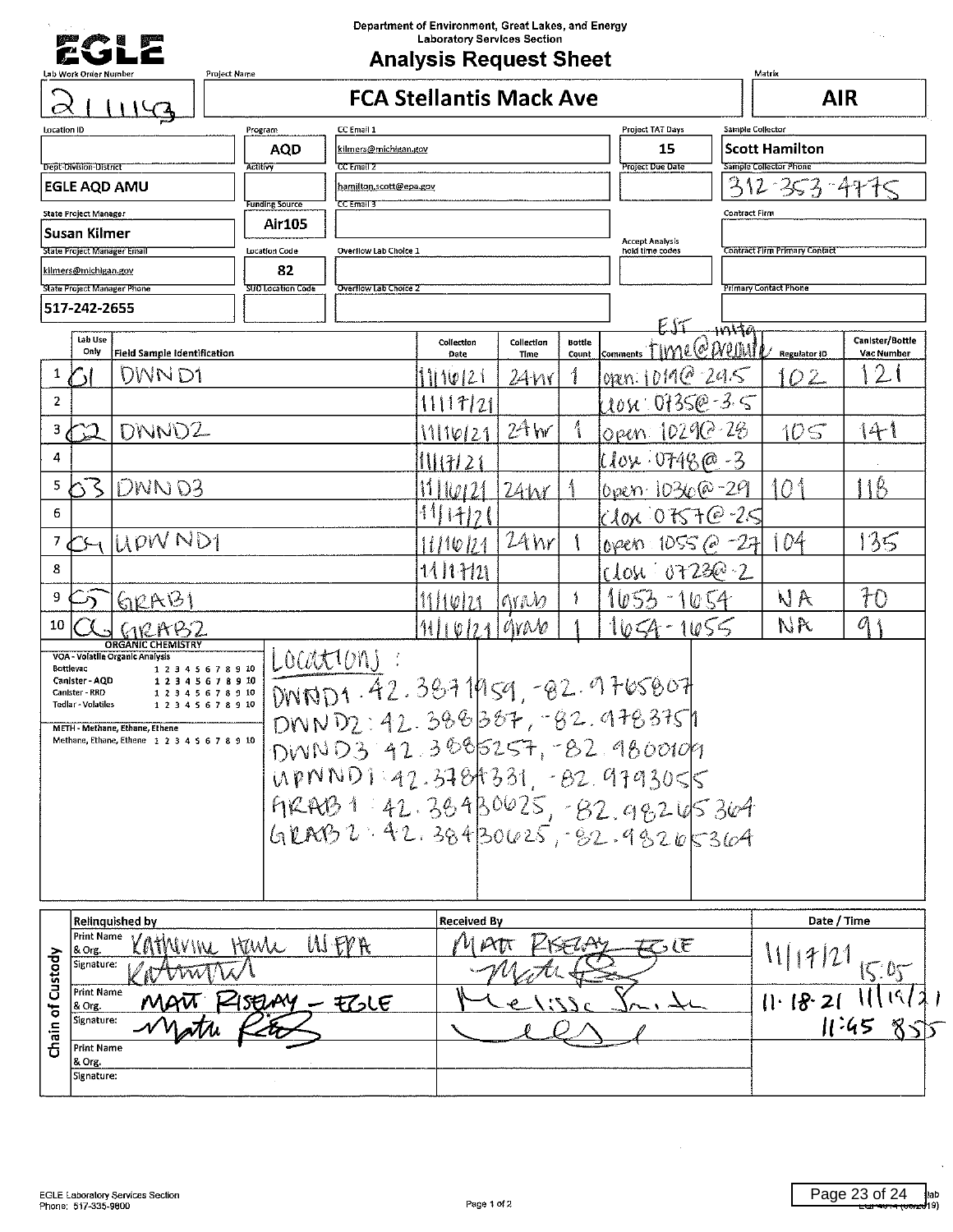Department of Environment, Great Lakes, and Energy
Laboratory Services Section

# Analysis Request Sheet

EGLE

| Lab Work Order Number | Project Name | Matrix |
|---|---|---|
| 211143 | FCA Stellantis Mack Ave | AIR |

| Field | Value |
|---|---|
| Location ID | |
| Program | AQD |
| CC Email 1 | kilmers@michigan.gov |
| Project TAT Days | 15 |
| Sample Collector | Scott Hamilton |
| Dept-Division-District | EGLE AQD AMU |
| Activity | |
| CC Email 2 | hamilton.scott@epa.gov |
| Project Due Date | |
| Sample Collector Phone | 312-353-4775 |
| Funding Source | Air105 |
| CC Email 3 | |
| State Project Manager | Susan Kilmer |
| Contract Firm | |
| State Project Manager Email | kilmers@michigan.gov |
| Location Code | 82 |
| Overflow Lab Choice 1 | |
| Accept Analysis hold time codes | |
| Contract Firm Primary Contact | |
| State Project Manager Phone | 517-242-2655 |
| SUD Location Code | |
| Overflow Lab Choice 2 | |
| Primary Contact Phone | |

| | Lab Use Only | Field Sample Identification | Collection Date | Collection Time | Bottle Count | Comments EST time@pressure initial | Regulator ID | Canister/Bottle Vac Number |
|---|---|---|---|---|---|---|---|---|
| 1 | 01 | DWND1 | 11/16/21 | 24hr | 1 | open: 1019@-29.5 | 102 | 121 |
| 2 | | | 11/17/21 | | | close: 0735@-3.5 | | |
| 3 | 02 | DWND2 | 11/16/21 | 24hr | 1 | open 1029@-28 | 105 | 141 |
| 4 | | | 11/17/21 | | | close: 0748@-3 | | |
| 5 | 03 | DWND3 | 11/16/21 | 24hr | 1 | open 1036@-29 | 101 | 118 |
| 6 | | | 11/17/21 | | | close 0757@-2.5 | | |
| 7 | 04 | UPWND1 | 11/16/21 | 24hr | 1 | open 1055@-27 | 104 | 135 |
| 8 | | | 11/17/21 | | | close 0723@-2 | | |
| 9 | 05 | GRAB1 | 11/16/21 | grab | 1 | 1653-1654 | NA | 70 |
| 10 | 06 | GRAB2 | 11/16/21 | grab | 1 | 1654-1655 | NA | 91 |

**ORGANIC CHEMISTRY**

VOA - Volatile Organic Analysis
- Bottlevac 1 2 3 4 5 6 7 8 9 10
- Canister - AQD 1 2 3 4 5 6 7 8 9 10
- Canister - RRD 1 2 3 4 5 6 7 8 9 10
- Tedlar - Volatiles 1 2 3 4 5 6 7 8 9 10

METH - Methane, Ethane, Ethene
- Methane, Ethane, Ethene 1 2 3 4 5 6 7 8 9 10

Locations:
- DWND1: 42.3871959, -82.9765807
- DWND2: 42.388387, -82.9783751
- DWND3: 42.3885257, -82.9800109
- UPWND1: 42.3784331, -82.9793055
- GRAB1: 42.38430625, -82.98265364
- GRAB2: 42.38430625, -82.98265364

**Chain of Custody**

| Relinquished by | Received By | Date / Time |
|---|---|---|
| Print Name & Org.: Katherine Hall US EPA | Matt Riseley EGLE | 11/17/21 15:05 |
| Signature: (signed) | (signed) | |
| Print Name & Org.: Matt Riseley - EGLE | Melissa Smith | 11-18-21 11:45 / 11/19/21 855 |
| Signature: (signed) | (signed) | |
| Print Name & Org.: | | |
| Signature: | | |

EGLE Laboratory Services Section
Phone: 517-335-9800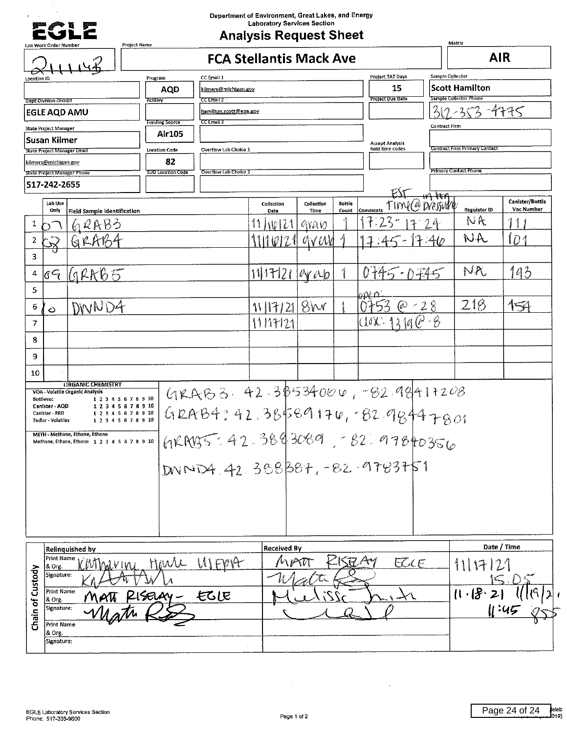Department of Environment, Great Lakes, and Energy
Laboratory Services Section

# Analysis Request Sheet

| | | | |
|---|---|---|---|
| Lab Work Order Number: 211114B | Project Name: **FCA Stellantis Mack Ave** | | Matrix: **AIR** |
| Location ID: | Program: **AQD** | CC Email 1: kilmers@michigan.gov | Project TAT Days: **15** |
| Dept-Division-District: **EGLE AQD AMU** | Activity: | CC Email 2: hamilton.scott@epa.gov | Project Due Date: |
| State Project Manager: **Susan Kilmer** | Funding Source: **Air105** | CC Email 3: | Accept Analysis hold time codes: |
| State Project Manager Email: kilmers@michigan.gov | Location Code: **82** | Overflow Lab Choice 1: | |
| State Project Manager Phone: **517-242-2655** | SUD Location Code: | Overflow Lab Choice 2: | |

Sample Collector: **Scott Hamilton**
Sample Collector Phone: 312-353-4775
Contract Firm:
Contract Firm Primary Contact:
Primary Contact Phone:

| | Lab Use Only | Field Sample Identification | Collection Date | Collection Time | Bottle Count | Comments EST Time @ pressure in Hg | Regulator ID | Canister/Bottle Vac Number |
|---|---|---|---|---|---|---|---|---|
| 1 | 07 | GRAB3 | 11/10/21 | grab | 1 | 17:23 - 17:24 | NA | 111 |
| 2 | 08 | GRAB4 | 11/10/21 | grab | 1 | 17:45 - 17:46 | NA | 101 |
| 3 | | | | | | | | |
| 4 | 09 | GRAB5 | 11/17/21 | grab | 1 | 0745 - 0745 | NA | 193 |
| 5 | | | | | | | | |
| 6 | 10 | DWND4 | 11/17/21 | 8hr | 1 | open: 0753 @ -28 | 218 | 154 |
| 7 | | | 11/17/21 | | | close: 1314 @ -8 | | |
| 8 | | | | | | | | |
| 9 | | | | | | | | |
| 10 | | | | | | | | |

**ORGANIC CHEMISTRY**
VOA - Volatile Organic Analysis
Bottlevac 1 2 3 4 5 6 7 8 9 10
Canister - AQD 1 2 3 4 5 6 7 8 9 10
Canister - RRD 1 2 3 4 5 6 7 8 9 10
Tedlar - Volatiles 1 2 3 4 5 6 7 8 9 10

METH - Methane, Ethane, Ethene
Methane, Ethane, Ethene 1 2 3 4 5 6 7 8 9 10

GRAB3: 42.385340006, -82.98417208
GRAB4: 42.385891176, -82.98447801
GRAB5: 42.3883089, -82.97840356
DWND4: 42.388387, -82.9783751

**Chain of Custody**

| Relinquished by | Received By | Date / Time |
|---|---|---|
| Print Name & Org.: Katherine Hawk USEPA | Matt Riselay EGLE | 11/17/21 15:05 |
| Signature: (signed) | (signed) | |
| Print Name & Org.: Matt Riselay - EGLE | Melissa Smith | 11.18.21 11:45 / 11/19/21 855 |
| Signature: (signed) | (signed) | |
| Print Name & Org.: | | |
| Signature: | | |

EGLE Laboratory Services Section
Phone: 517-335-9800

Page 1 of 2